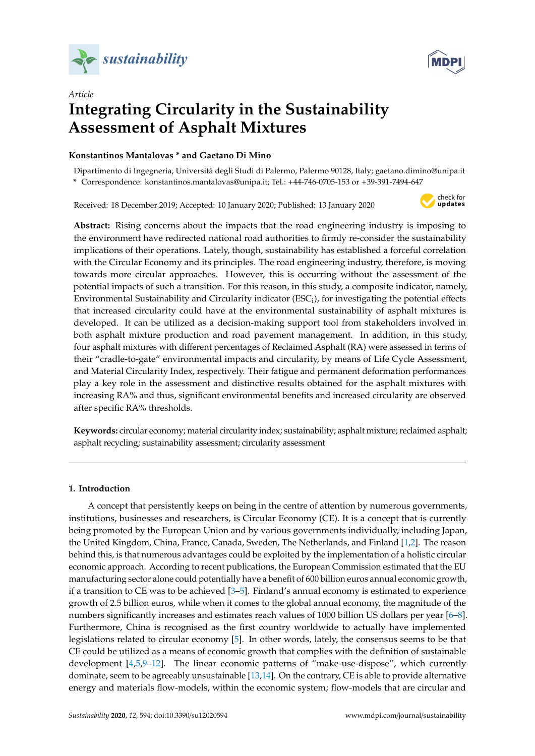*Article*

# Integrating Circularity in the Sustainability Assessment of Asphalt Mixtures

**Konstantinos Mantalovas * and Gaetano Di Mino**

Dipartimento di Ingegneria, Università degli Studi di Palermo, Palermo 90128, Italy; gaetano.dimino@unipa.it
* Correspondence: konstantinos.mantalovas@unipa.it; Tel.: +44-746-0705-153 or +39-391-7494-647

Received: 18 December 2019; Accepted: 10 January 2020; Published: 13 January 2020

**Abstract:** Rising concerns about the impacts that the road engineering industry is imposing to the environment have redirected national road authorities to firmly re-consider the sustainability implications of their operations. Lately, though, sustainability has established a forceful correlation with the Circular Economy and its principles. The road engineering industry, therefore, is moving towards more circular approaches. However, this is occurring without the assessment of the potential impacts of such a transition. For this reason, in this study, a composite indicator, namely, Environmental Sustainability and Circularity indicator ($ESC_i$), for investigating the potential effects that increased circularity could have at the environmental sustainability of asphalt mixtures is developed. It can be utilized as a decision-making support tool from stakeholders involved in both asphalt mixture production and road pavement management. In addition, in this study, four asphalt mixtures with different percentages of Reclaimed Asphalt (RA) were assessed in terms of their "cradle-to-gate" environmental impacts and circularity, by means of Life Cycle Assessment, and Material Circularity Index, respectively. Their fatigue and permanent deformation performances play a key role in the assessment and distinctive results obtained for the asphalt mixtures with increasing RA% and thus, significant environmental benefits and increased circularity are observed after specific RA% thresholds.

**Keywords:** circular economy; material circularity index; sustainability; asphalt mixture; reclaimed asphalt; asphalt recycling; sustainability assessment; circularity assessment

---

## 1. Introduction

A concept that persistently keeps on being in the centre of attention by numerous governments, institutions, businesses and researchers, is Circular Economy (CE). It is a concept that is currently being promoted by the European Union and by various governments individually, including Japan, the United Kingdom, China, France, Canada, Sweden, The Netherlands, and Finland [1,2]. The reason behind this, is that numerous advantages could be exploited by the implementation of a holistic circular economic approach. According to recent publications, the European Commission estimated that the EU manufacturing sector alone could potentially have a benefit of 600 billion euros annual economic growth, if a transition to CE was to be achieved [3–5]. Finland's annual economy is estimated to experience growth of 2.5 billion euros, while when it comes to the global annual economy, the magnitude of the numbers significantly increases and estimates reach values of 1000 billion US dollars per year [6–8]. Furthermore, China is recognised as the first country worldwide to actually have implemented legislations related to circular economy [5]. In other words, lately, the consensus seems to be that CE could be utilized as a means of economic growth that complies with the definition of sustainable development [4,5,9–12]. The linear economic patterns of "make-use-dispose", which currently dominate, seem to be agreeably unsustainable [13,14]. On the contrary, CE is able to provide alternative energy and materials flow-models, within the economic system; flow-models that are circular and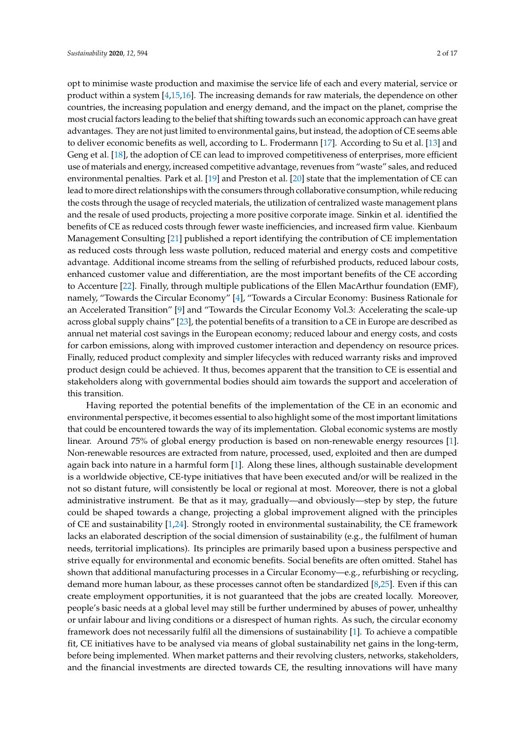opt to minimise waste production and maximise the service life of each and every material, service or product within a system [4,15,16]. The increasing demands for raw materials, the dependence on other countries, the increasing population and energy demand, and the impact on the planet, comprise the most crucial factors leading to the belief that shifting towards such an economic approach can have great advantages. They are not just limited to environmental gains, but instead, the adoption of CE seems able to deliver economic benefits as well, according to L. Frodermann [17]. According to Su et al. [13] and Geng et al. [18], the adoption of CE can lead to improved competitiveness of enterprises, more efficient use of materials and energy, increased competitive advantage, revenues from "waste" sales, and reduced environmental penalties. Park et al. [19] and Preston et al. [20] state that the implementation of CE can lead to more direct relationships with the consumers through collaborative consumption, while reducing the costs through the usage of recycled materials, the utilization of centralized waste management plans and the resale of used products, projecting a more positive corporate image. Sinkin et al. identified the benefits of CE as reduced costs through fewer waste inefficiencies, and increased firm value. Kienbaum Management Consulting [21] published a report identifying the contribution of CE implementation as reduced costs through less waste pollution, reduced material and energy costs and competitive advantage. Additional income streams from the selling of refurbished products, reduced labour costs, enhanced customer value and differentiation, are the most important benefits of the CE according to Accenture [22]. Finally, through multiple publications of the Ellen MacArthur foundation (EMF), namely, "Towards the Circular Economy" [4], "Towards a Circular Economy: Business Rationale for an Accelerated Transition" [9] and "Towards the Circular Economy Vol.3: Accelerating the scale-up across global supply chains" [23], the potential benefits of a transition to a CE in Europe are described as annual net material cost savings in the European economy; reduced labour and energy costs, and costs for carbon emissions, along with improved customer interaction and dependency on resource prices. Finally, reduced product complexity and simpler lifecycles with reduced warranty risks and improved product design could be achieved. It thus, becomes apparent that the transition to CE is essential and stakeholders along with governmental bodies should aim towards the support and acceleration of this transition.

Having reported the potential benefits of the implementation of the CE in an economic and environmental perspective, it becomes essential to also highlight some of the most important limitations that could be encountered towards the way of its implementation. Global economic systems are mostly linear. Around 75% of global energy production is based on non-renewable energy resources [1]. Non-renewable resources are extracted from nature, processed, used, exploited and then are dumped again back into nature in a harmful form [1]. Along these lines, although sustainable development is a worldwide objective, CE-type initiatives that have been executed and/or will be realized in the not so distant future, will consistently be local or regional at most. Moreover, there is not a global administrative instrument. Be that as it may, gradually—and obviously—step by step, the future could be shaped towards a change, projecting a global improvement aligned with the principles of CE and sustainability [1,24]. Strongly rooted in environmental sustainability, the CE framework lacks an elaborated description of the social dimension of sustainability (e.g., the fulfilment of human needs, territorial implications). Its principles are primarily based upon a business perspective and strive equally for environmental and economic benefits. Social benefits are often omitted. Stahel has shown that additional manufacturing processes in a Circular Economy—e.g., refurbishing or recycling, demand more human labour, as these processes cannot often be standardized [8,25]. Even if this can create employment opportunities, it is not guaranteed that the jobs are created locally. Moreover, people's basic needs at a global level may still be further undermined by abuses of power, unhealthy or unfair labour and living conditions or a disrespect of human rights. As such, the circular economy framework does not necessarily fulfil all the dimensions of sustainability [1]. To achieve a compatible fit, CE initiatives have to be analysed via means of global sustainability net gains in the long-term, before being implemented. When market patterns and their revolving clusters, networks, stakeholders, and the financial investments are directed towards CE, the resulting innovations will have many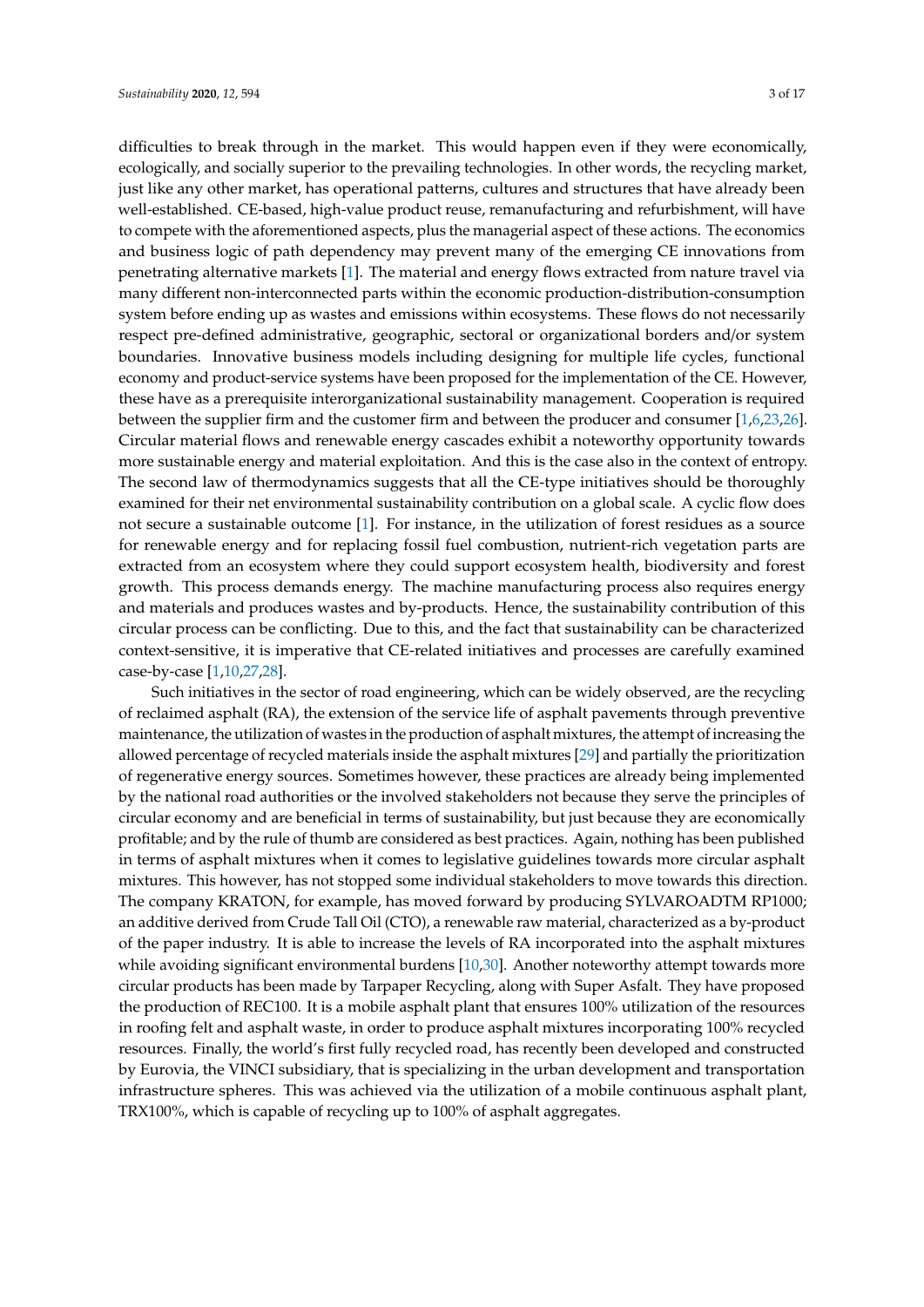difficulties to break through in the market. This would happen even if they were economically, ecologically, and socially superior to the prevailing technologies. In other words, the recycling market, just like any other market, has operational patterns, cultures and structures that have already been well-established. CE-based, high-value product reuse, remanufacturing and refurbishment, will have to compete with the aforementioned aspects, plus the managerial aspect of these actions. The economics and business logic of path dependency may prevent many of the emerging CE innovations from penetrating alternative markets [1]. The material and energy flows extracted from nature travel via many different non-interconnected parts within the economic production-distribution-consumption system before ending up as wastes and emissions within ecosystems. These flows do not necessarily respect pre-defined administrative, geographic, sectoral or organizational borders and/or system boundaries. Innovative business models including designing for multiple life cycles, functional economy and product-service systems have been proposed for the implementation of the CE. However, these have as a prerequisite interorganizational sustainability management. Cooperation is required between the supplier firm and the customer firm and between the producer and consumer [1,6,23,26]. Circular material flows and renewable energy cascades exhibit a noteworthy opportunity towards more sustainable energy and material exploitation. And this is the case also in the context of entropy. The second law of thermodynamics suggests that all the CE-type initiatives should be thoroughly examined for their net environmental sustainability contribution on a global scale. A cyclic flow does not secure a sustainable outcome [1]. For instance, in the utilization of forest residues as a source for renewable energy and for replacing fossil fuel combustion, nutrient-rich vegetation parts are extracted from an ecosystem where they could support ecosystem health, biodiversity and forest growth. This process demands energy. The machine manufacturing process also requires energy and materials and produces wastes and by-products. Hence, the sustainability contribution of this circular process can be conflicting. Due to this, and the fact that sustainability can be characterized context-sensitive, it is imperative that CE-related initiatives and processes are carefully examined case-by-case [1,10,27,28].

Such initiatives in the sector of road engineering, which can be widely observed, are the recycling of reclaimed asphalt (RA), the extension of the service life of asphalt pavements through preventive maintenance, the utilization of wastes in the production of asphalt mixtures, the attempt of increasing the allowed percentage of recycled materials inside the asphalt mixtures [29] and partially the prioritization of regenerative energy sources. Sometimes however, these practices are already being implemented by the national road authorities or the involved stakeholders not because they serve the principles of circular economy and are beneficial in terms of sustainability, but just because they are economically profitable; and by the rule of thumb are considered as best practices. Again, nothing has been published in terms of asphalt mixtures when it comes to legislative guidelines towards more circular asphalt mixtures. This however, has not stopped some individual stakeholders to move towards this direction. The company KRATON, for example, has moved forward by producing SYLVAROADTM RP1000; an additive derived from Crude Tall Oil (CTO), a renewable raw material, characterized as a by-product of the paper industry. It is able to increase the levels of RA incorporated into the asphalt mixtures while avoiding significant environmental burdens [10,30]. Another noteworthy attempt towards more circular products has been made by Tarpaper Recycling, along with Super Asfalt. They have proposed the production of REC100. It is a mobile asphalt plant that ensures 100% utilization of the resources in roofing felt and asphalt waste, in order to produce asphalt mixtures incorporating 100% recycled resources. Finally, the world's first fully recycled road, has recently been developed and constructed by Eurovia, the VINCI subsidiary, that is specializing in the urban development and transportation infrastructure spheres. This was achieved via the utilization of a mobile continuous asphalt plant, TRX100%, which is capable of recycling up to 100% of asphalt aggregates.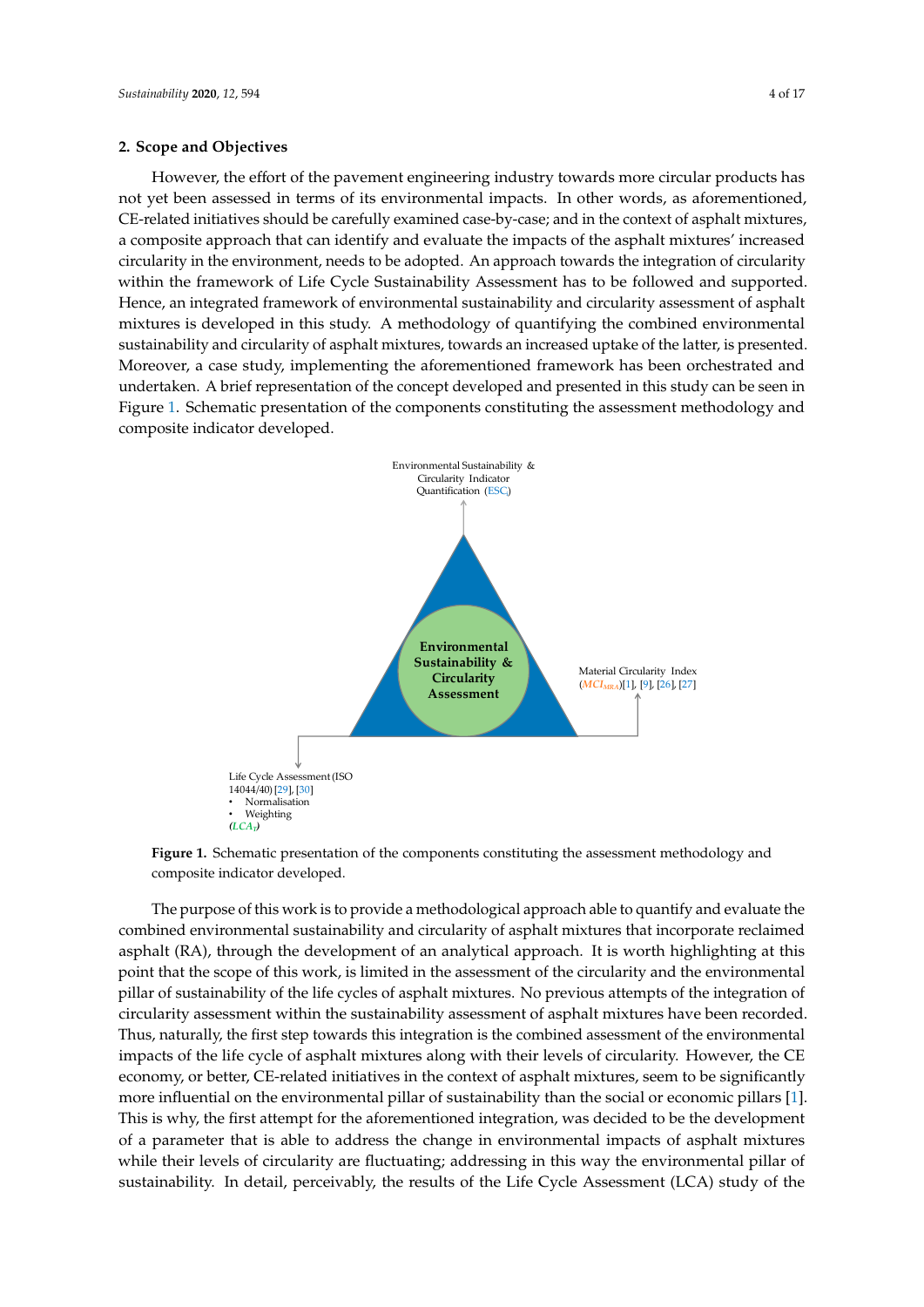## 2. Scope and Objectives

However, the effort of the pavement engineering industry towards more circular products has not yet been assessed in terms of its environmental impacts. In other words, as aforementioned, CE-related initiatives should be carefully examined case-by-case; and in the context of asphalt mixtures, a composite approach that can identify and evaluate the impacts of the asphalt mixtures' increased circularity in the environment, needs to be adopted. An approach towards the integration of circularity within the framework of Life Cycle Sustainability Assessment has to be followed and supported. Hence, an integrated framework of environmental sustainability and circularity assessment of asphalt mixtures is developed in this study. A methodology of quantifying the combined environmental sustainability and circularity of asphalt mixtures, towards an increased uptake of the latter, is presented. Moreover, a case study, implementing the aforementioned framework has been orchestrated and undertaken. A brief representation of the concept developed and presented in this study can be seen in Figure 1. Schematic presentation of the components constituting the assessment methodology and composite indicator developed.

Environmental Sustainability & Circularity Indicator Quantification ($ESC_i$)

Environmental Sustainability & Circularity Assessment

Material Circularity Index ($MCI_{MRA}$)[1], [9], [26], [27]

Life Cycle Assessment (ISO 14044/40) [29], [30]
- Normalisation
- Weighting

($LCA_T$)

**Figure 1.** Schematic presentation of the components constituting the assessment methodology and composite indicator developed.

The purpose of this work is to provide a methodological approach able to quantify and evaluate the combined environmental sustainability and circularity of asphalt mixtures that incorporate reclaimed asphalt (RA), through the development of an analytical approach. It is worth highlighting at this point that the scope of this work, is limited in the assessment of the circularity and the environmental pillar of sustainability of the life cycles of asphalt mixtures. No previous attempts of the integration of circularity assessment within the sustainability assessment of asphalt mixtures have been recorded. Thus, naturally, the first step towards this integration is the combined assessment of the environmental impacts of the life cycle of asphalt mixtures along with their levels of circularity. However, the CE economy, or better, CE-related initiatives in the context of asphalt mixtures, seem to be significantly more influential on the environmental pillar of sustainability than the social or economic pillars [1]. This is why, the first attempt for the aforementioned integration, was decided to be the development of a parameter that is able to address the change in environmental impacts of asphalt mixtures while their levels of circularity are fluctuating; addressing in this way the environmental pillar of sustainability. In detail, perceivably, the results of the Life Cycle Assessment (LCA) study of the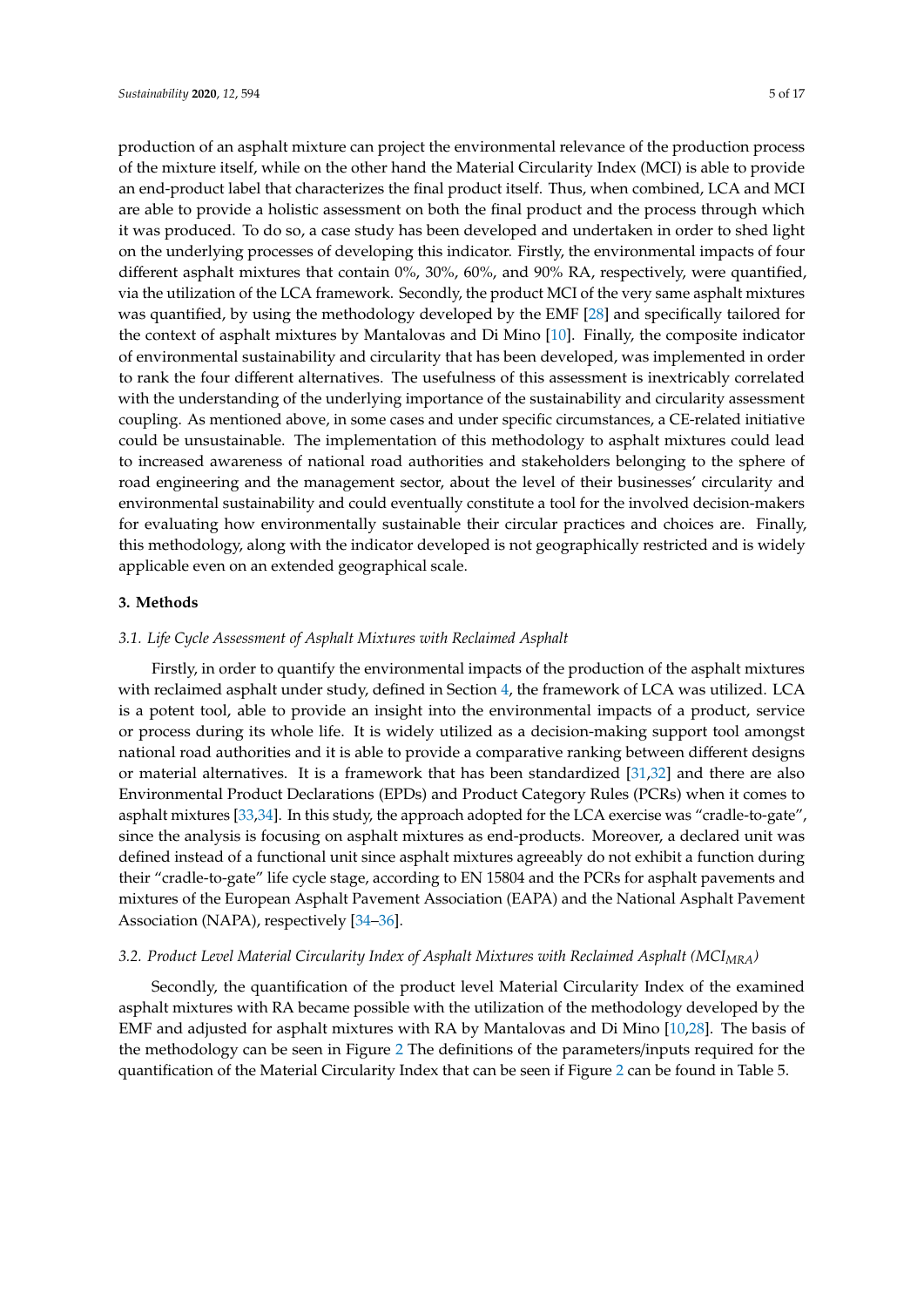production of an asphalt mixture can project the environmental relevance of the production process of the mixture itself, while on the other hand the Material Circularity Index (MCI) is able to provide an end-product label that characterizes the final product itself. Thus, when combined, LCA and MCI are able to provide a holistic assessment on both the final product and the process through which it was produced. To do so, a case study has been developed and undertaken in order to shed light on the underlying processes of developing this indicator. Firstly, the environmental impacts of four different asphalt mixtures that contain 0%, 30%, 60%, and 90% RA, respectively, were quantified, via the utilization of the LCA framework. Secondly, the product MCI of the very same asphalt mixtures was quantified, by using the methodology developed by the EMF [28] and specifically tailored for the context of asphalt mixtures by Mantalovas and Di Mino [10]. Finally, the composite indicator of environmental sustainability and circularity that has been developed, was implemented in order to rank the four different alternatives. The usefulness of this assessment is inextricably correlated with the understanding of the underlying importance of the sustainability and circularity assessment coupling. As mentioned above, in some cases and under specific circumstances, a CE-related initiative could be unsustainable. The implementation of this methodology to asphalt mixtures could lead to increased awareness of national road authorities and stakeholders belonging to the sphere of road engineering and the management sector, about the level of their businesses' circularity and environmental sustainability and could eventually constitute a tool for the involved decision-makers for evaluating how environmentally sustainable their circular practices and choices are. Finally, this methodology, along with the indicator developed is not geographically restricted and is widely applicable even on an extended geographical scale.

## 3. Methods

### *3.1. Life Cycle Assessment of Asphalt Mixtures with Reclaimed Asphalt*

Firstly, in order to quantify the environmental impacts of the production of the asphalt mixtures with reclaimed asphalt under study, defined in Section 4, the framework of LCA was utilized. LCA is a potent tool, able to provide an insight into the environmental impacts of a product, service or process during its whole life. It is widely utilized as a decision-making support tool amongst national road authorities and it is able to provide a comparative ranking between different designs or material alternatives. It is a framework that has been standardized [31,32] and there are also Environmental Product Declarations (EPDs) and Product Category Rules (PCRs) when it comes to asphalt mixtures [33,34]. In this study, the approach adopted for the LCA exercise was "cradle-to-gate", since the analysis is focusing on asphalt mixtures as end-products. Moreover, a declared unit was defined instead of a functional unit since asphalt mixtures agreeably do not exhibit a function during their "cradle-to-gate" life cycle stage, according to EN 15804 and the PCRs for asphalt pavements and mixtures of the European Asphalt Pavement Association (EAPA) and the National Asphalt Pavement Association (NAPA), respectively [34–36].

### *3.2. Product Level Material Circularity Index of Asphalt Mixtures with Reclaimed Asphalt ($MCI_{MRA}$)*

Secondly, the quantification of the product level Material Circularity Index of the examined asphalt mixtures with RA became possible with the utilization of the methodology developed by the EMF and adjusted for asphalt mixtures with RA by Mantalovas and Di Mino [10,28]. The basis of the methodology can be seen in Figure 2 The definitions of the parameters/inputs required for the quantification of the Material Circularity Index that can be seen if Figure 2 can be found in Table 5.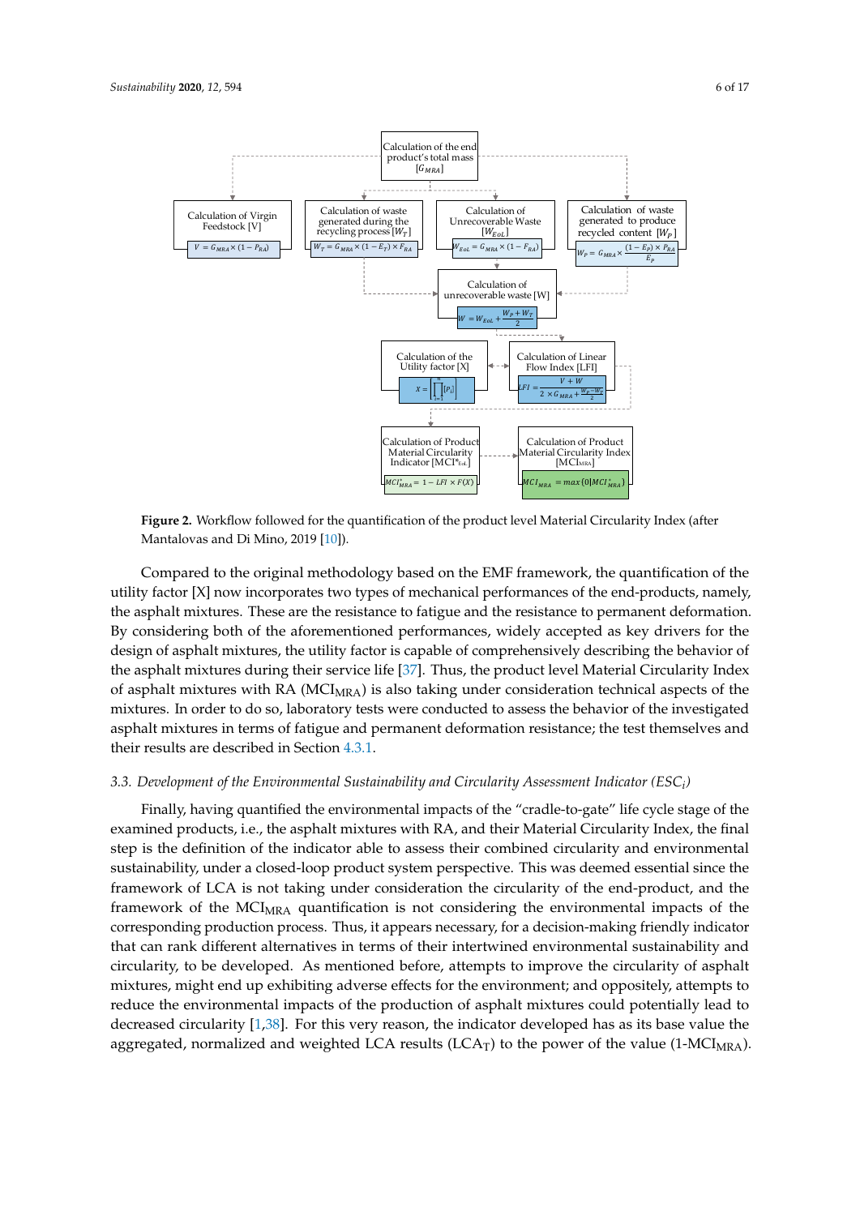Calculation of the end product's total mass [$G_{MRA}$]

Calculation of Virgin Feedstock [V]

$V = G_{MRA} \times (1 - P_{RA})$

Calculation of waste generated during the recycling process [$W_T$]

$W_T = G_{MRA} \times (1 - E_T) \times F_{RA}$

Calculation of Unrecoverable Waste [$W_{EoL}$]

$W_{EoL} = G_{MRA} \times (1 - F_{RA})$

Calculation of waste generated to produce recycled content [$W_P$]

$W_P = G_{MRA} \times \frac{(1 - E_P) \times P_{RA}}{E_P}$

Calculation of unrecoverable waste [W]

$W = W_{EoL} + \frac{W_P + W_T}{2}$

Calculation of the Utility factor [X]

$X = \left[\prod_{i=1}^{n} [P_i]\right]$

Calculation of Linear Flow Index [LFI]

$LFI = \frac{V + W}{2 \times G_{MRA} + \frac{W_P - W_T}{2}}$

Calculation of Product Material Circularity Indicator [$MCI^*_{EoL}$]

$MCI^*_{MRA} = 1 - LFI \times F(X)$

Calculation of Product Material Circularity Index [$MCI_{MRA}$]

$MCI_{MRA} = max\{0|MCI^*_{MRA}\}$

**Figure 2.** Workflow followed for the quantification of the product level Material Circularity Index (after Mantalovas and Di Mino, 2019 [10]).

Compared to the original methodology based on the EMF framework, the quantification of the utility factor [X] now incorporates two types of mechanical performances of the end-products, namely, the asphalt mixtures. These are the resistance to fatigue and the resistance to permanent deformation. By considering both of the aforementioned performances, widely accepted as key drivers for the design of asphalt mixtures, the utility factor is capable of comprehensively describing the behavior of the asphalt mixtures during their service life [37]. Thus, the product level Material Circularity Index of asphalt mixtures with RA ($MCI_{MRA}$) is also taking under consideration technical aspects of the mixtures. In order to do so, laboratory tests were conducted to assess the behavior of the investigated asphalt mixtures in terms of fatigue and permanent deformation resistance; the test themselves and their results are described in Section 4.3.1.

### *3.3. Development of the Environmental Sustainability and Circularity Assessment Indicator ($ESC_i$)*

Finally, having quantified the environmental impacts of the "cradle-to-gate" life cycle stage of the examined products, i.e., the asphalt mixtures with RA, and their Material Circularity Index, the final step is the definition of the indicator able to assess their combined circularity and environmental sustainability, under a closed-loop product system perspective. This was deemed essential since the framework of LCA is not taking under consideration the circularity of the end-product, and the framework of the $MCI_{MRA}$ quantification is not considering the environmental impacts of the corresponding production process. Thus, it appears necessary, for a decision-making friendly indicator that can rank different alternatives in terms of their intertwined environmental sustainability and circularity, to be developed. As mentioned before, attempts to improve the circularity of asphalt mixtures, might end up exhibiting adverse effects for the environment; and oppositely, attempts to reduce the environmental impacts of the production of asphalt mixtures could potentially lead to decreased circularity [1,38]. For this very reason, the indicator developed has as its base value the aggregated, normalized and weighted LCA results ($LCA_T$) to the power of the value ($1-MCI_{MRA}$).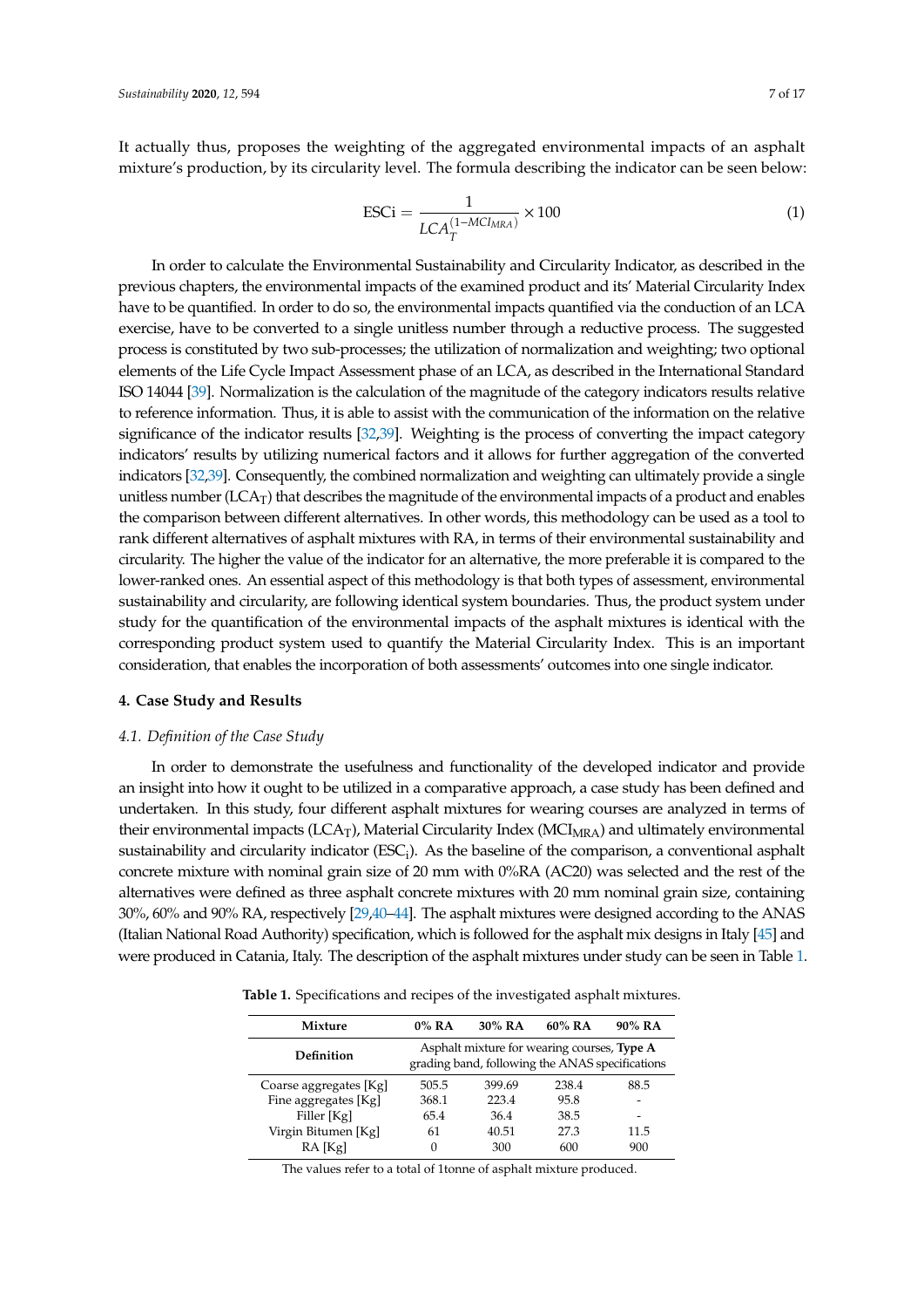It actually thus, proposes the weighting of the aggregated environmental impacts of an asphalt mixture's production, by its circularity level. The formula describing the indicator can be seen below:

$$\text{ESCi} = \frac{1}{LCA_T^{(1-MCI_{MRA})}} \times 100 \quad (1)$$

In order to calculate the Environmental Sustainability and Circularity Indicator, as described in the previous chapters, the environmental impacts of the examined product and its' Material Circularity Index have to be quantified. In order to do so, the environmental impacts quantified via the conduction of an LCA exercise, have to be converted to a single unitless number through a reductive process. The suggested process is constituted by two sub-processes; the utilization of normalization and weighting; two optional elements of the Life Cycle Impact Assessment phase of an LCA, as described in the International Standard ISO 14044 [39]. Normalization is the calculation of the magnitude of the category indicators results relative to reference information. Thus, it is able to assist with the communication of the information on the relative significance of the indicator results [32,39]. Weighting is the process of converting the impact category indicators' results by utilizing numerical factors and it allows for further aggregation of the converted indicators [32,39]. Consequently, the combined normalization and weighting can ultimately provide a single unitless number ($LCA_T$) that describes the magnitude of the environmental impacts of a product and enables the comparison between different alternatives. In other words, this methodology can be used as a tool to rank different alternatives of asphalt mixtures with RA, in terms of their environmental sustainability and circularity. The higher the value of the indicator for an alternative, the more preferable it is compared to the lower-ranked ones. An essential aspect of this methodology is that both types of assessment, environmental sustainability and circularity, are following identical system boundaries. Thus, the product system under study for the quantification of the environmental impacts of the asphalt mixtures is identical with the corresponding product system used to quantify the Material Circularity Index. This is an important consideration, that enables the incorporation of both assessments' outcomes into one single indicator.

## 4. Case Study and Results

### *4.1. Definition of the Case Study*

In order to demonstrate the usefulness and functionality of the developed indicator and provide an insight into how it ought to be utilized in a comparative approach, a case study has been defined and undertaken. In this study, four different asphalt mixtures for wearing courses are analyzed in terms of their environmental impacts ($LCA_T$), Material Circularity Index ($MCI_{MRA}$) and ultimately environmental sustainability and circularity indicator ($ESC_i$). As the baseline of the comparison, a conventional asphalt concrete mixture with nominal grain size of 20 mm with 0%RA (AC20) was selected and the rest of the alternatives were defined as three asphalt concrete mixtures with 20 mm nominal grain size, containing 30%, 60% and 90% RA, respectively [29,40–44]. The asphalt mixtures were designed according to the ANAS (Italian National Road Authority) specification, which is followed for the asphalt mix designs in Italy [45] and were produced in Catania, Italy. The description of the asphalt mixtures under study can be seen in Table 1.

**Table 1.** Specifications and recipes of the investigated asphalt mixtures.

| Mixture | 0% RA | 30% RA | 60% RA | 90% RA |
|---|---|---|---|---|
| Definition | Asphalt mixture for wearing courses, **Type A** grading band, following the ANAS specifications | | | |
| Coarse aggregates [Kg] | 505.5 | 399.69 | 238.4 | 88.5 |
| Fine aggregates [Kg] | 368.1 | 223.4 | 95.8 | - |
| Filler [Kg] | 65.4 | 36.4 | 38.5 | - |
| Virgin Bitumen [Kg] | 61 | 40.51 | 27.3 | 11.5 |
| RA [Kg] | 0 | 300 | 600 | 900 |

The values refer to a total of 1tonne of asphalt mixture produced.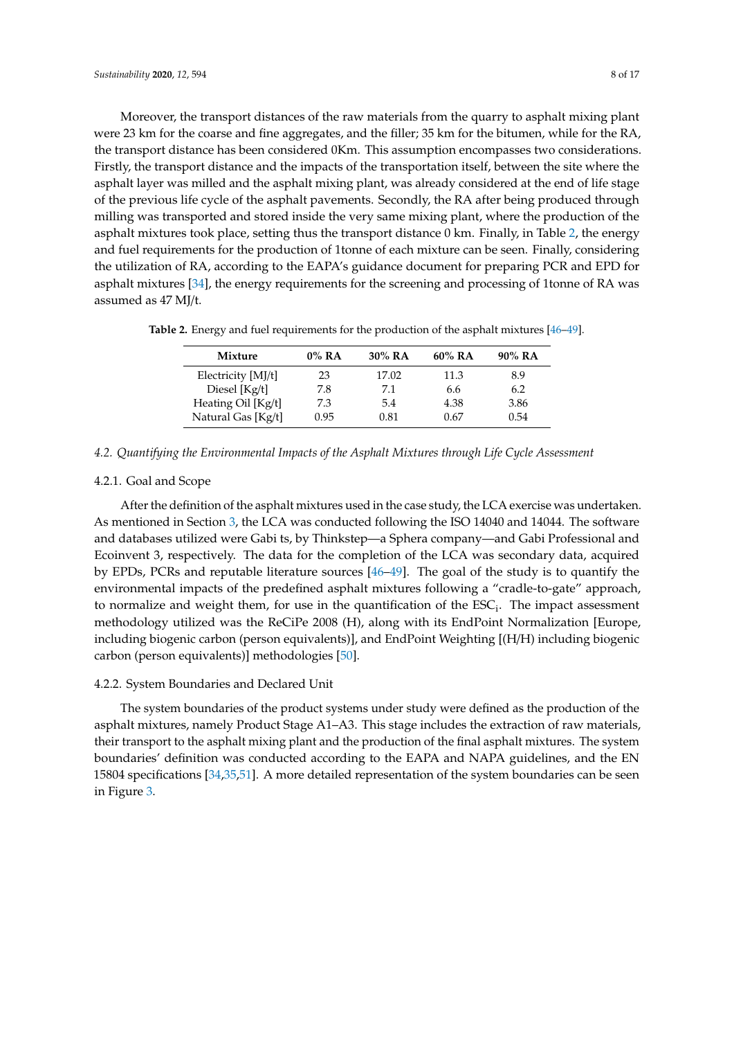Moreover, the transport distances of the raw materials from the quarry to asphalt mixing plant were 23 km for the coarse and fine aggregates, and the filler; 35 km for the bitumen, while for the RA, the transport distance has been considered 0Km. This assumption encompasses two considerations. Firstly, the transport distance and the impacts of the transportation itself, between the site where the asphalt layer was milled and the asphalt mixing plant, was already considered at the end of life stage of the previous life cycle of the asphalt pavements. Secondly, the RA after being produced through milling was transported and stored inside the very same mixing plant, where the production of the asphalt mixtures took place, setting thus the transport distance 0 km. Finally, in Table 2, the energy and fuel requirements for the production of 1tonne of each mixture can be seen. Finally, considering the utilization of RA, according to the EAPA's guidance document for preparing PCR and EPD for asphalt mixtures [34], the energy requirements for the screening and processing of 1tonne of RA was assumed as 47 MJ/t.

**Table 2.** Energy and fuel requirements for the production of the asphalt mixtures [46–49].

| Mixture | 0% RA | 30% RA | 60% RA | 90% RA |
|---|---|---|---|---|
| Electricity [MJ/t] | 23 | 17.02 | 11.3 | 8.9 |
| Diesel [Kg/t] | 7.8 | 7.1 | 6.6 | 6.2 |
| Heating Oil [Kg/t] | 7.3 | 5.4 | 4.38 | 3.86 |
| Natural Gas [Kg/t] | 0.95 | 0.81 | 0.67 | 0.54 |

### *4.2. Quantifying the Environmental Impacts of the Asphalt Mixtures through Life Cycle Assessment*

#### 4.2.1. Goal and Scope

After the definition of the asphalt mixtures used in the case study, the LCA exercise was undertaken. As mentioned in Section 3, the LCA was conducted following the ISO 14040 and 14044. The software and databases utilized were Gabi ts, by Thinkstep—a Sphera company—and Gabi Professional and Ecoinvent 3, respectively. The data for the completion of the LCA was secondary data, acquired by EPDs, PCRs and reputable literature sources [46–49]. The goal of the study is to quantify the environmental impacts of the predefined asphalt mixtures following a "cradle-to-gate" approach, to normalize and weight them, for use in the quantification of the $ESC_i$. The impact assessment methodology utilized was the ReCiPe 2008 (H), along with its EndPoint Normalization [Europe, including biogenic carbon (person equivalents)], and EndPoint Weighting [(H/H) including biogenic carbon (person equivalents)] methodologies [50].

#### 4.2.2. System Boundaries and Declared Unit

The system boundaries of the product systems under study were defined as the production of the asphalt mixtures, namely Product Stage A1–A3. This stage includes the extraction of raw materials, their transport to the asphalt mixing plant and the production of the final asphalt mixtures. The system boundaries' definition was conducted according to the EAPA and NAPA guidelines, and the EN 15804 specifications [34,35,51]. A more detailed representation of the system boundaries can be seen in Figure 3.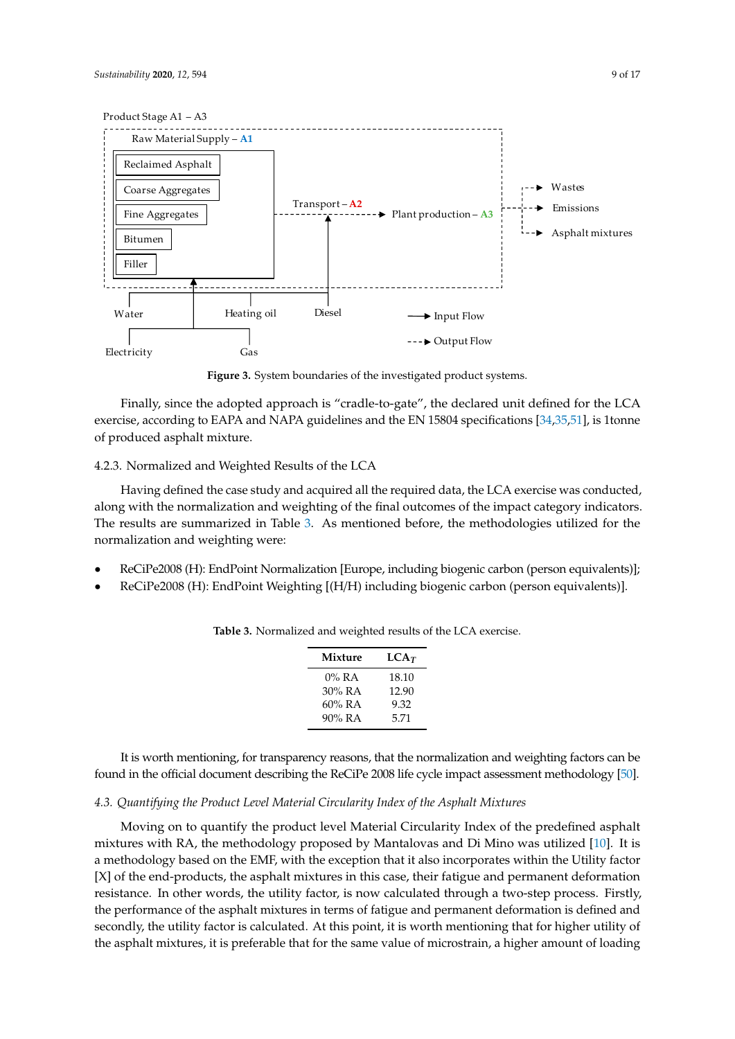Figure 3. System boundaries of the investigated product systems.

Finally, since the adopted approach is "cradle-to-gate", the declared unit defined for the LCA exercise, according to EAPA and NAPA guidelines and the EN 15804 specifications [34,35,51], is 1tonne of produced asphalt mixture.

#### 4.2.3. Normalized and Weighted Results of the LCA

Having defined the case study and acquired all the required data, the LCA exercise was conducted, along with the normalization and weighting of the final outcomes of the impact category indicators. The results are summarized in Table 3. As mentioned before, the methodologies utilized for the normalization and weighting were:

- ReCiPe2008 (H): EndPoint Normalization [Europe, including biogenic carbon (person equivalents)];
- ReCiPe2008 (H): EndPoint Weighting [(H/H) including biogenic carbon (person equivalents)].

**Table 3.** Normalized and weighted results of the LCA exercise.

| Mixture | $LCA_T$ |
|---|---|
| 0% RA | 18.10 |
| 30% RA | 12.90 |
| 60% RA | 9.32 |
| 90% RA | 5.71 |

It is worth mentioning, for transparency reasons, that the normalization and weighting factors can be found in the official document describing the ReCiPe 2008 life cycle impact assessment methodology [50].

### *4.3. Quantifying the Product Level Material Circularity Index of the Asphalt Mixtures*

Moving on to quantify the product level Material Circularity Index of the predefined asphalt mixtures with RA, the methodology proposed by Mantalovas and Di Mino was utilized [10]. It is a methodology based on the EMF, with the exception that it also incorporates within the Utility factor [X] of the end-products, the asphalt mixtures in this case, their fatigue and permanent deformation resistance. In other words, the utility factor, is now calculated through a two-step process. Firstly, the performance of the asphalt mixtures in terms of fatigue and permanent deformation is defined and secondly, the utility factor is calculated. At this point, it is worth mentioning that for higher utility of the asphalt mixtures, it is preferable that for the same value of microstrain, a higher amount of loading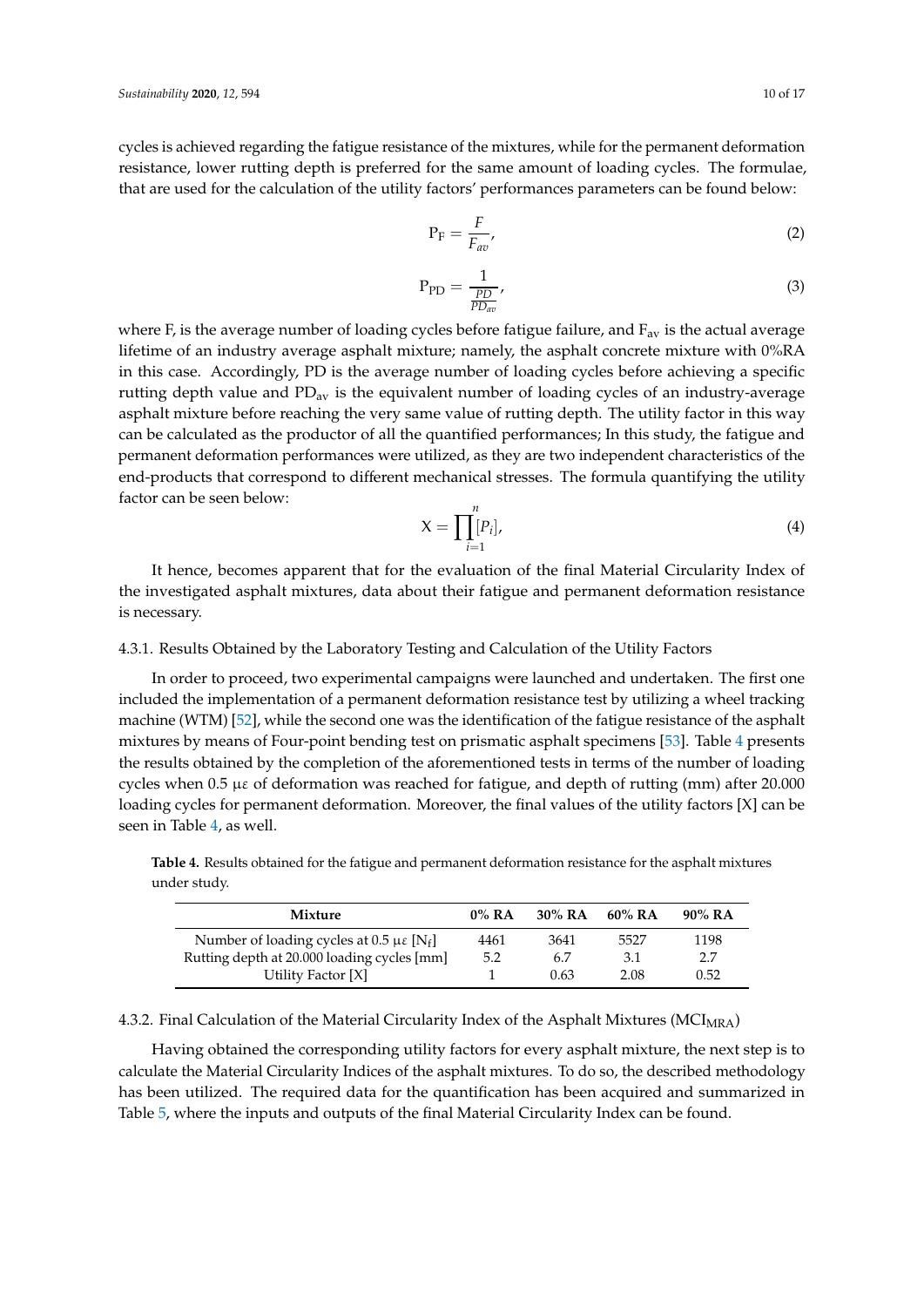cycles is achieved regarding the fatigue resistance of the mixtures, while for the permanent deformation resistance, lower rutting depth is preferred for the same amount of loading cycles. The formulae, that are used for the calculation of the utility factors' performances parameters can be found below:

$$\mathrm{P_F} = \frac{F}{F_{av}}, \tag{2}$$

$$\mathrm{P_{PD}} = \frac{1}{\frac{PD}{PD_{av}}}, \tag{3}$$

where F, is the average number of loading cycles before fatigue failure, and $F_{av}$ is the actual average lifetime of an industry average asphalt mixture; namely, the asphalt concrete mixture with 0%RA in this case. Accordingly, PD is the average number of loading cycles before achieving a specific rutting depth value and $PD_{av}$ is the equivalent number of loading cycles of an industry-average asphalt mixture before reaching the very same value of rutting depth. The utility factor in this way can be calculated as the productor of all the quantified performances; In this study, the fatigue and permanent deformation performances were utilized, as they are two independent characteristics of the end-products that correspond to different mechanical stresses. The formula quantifying the utility factor can be seen below:

$$\mathrm{X} = \prod_{i=1}^{n} [P_i], \tag{4}$$

It hence, becomes apparent that for the evaluation of the final Material Circularity Index of the investigated asphalt mixtures, data about their fatigue and permanent deformation resistance is necessary.

#### 4.3.1. Results Obtained by the Laboratory Testing and Calculation of the Utility Factors

In order to proceed, two experimental campaigns were launched and undertaken. The first one included the implementation of a permanent deformation resistance test by utilizing a wheel tracking machine (WTM) [52], while the second one was the identification of the fatigue resistance of the asphalt mixtures by means of Four-point bending test on prismatic asphalt specimens [53]. Table 4 presents the results obtained by the completion of the aforementioned tests in terms of the number of loading cycles when 0.5 $\mu\varepsilon$ of deformation was reached for fatigue, and depth of rutting (mm) after 20.000 loading cycles for permanent deformation. Moreover, the final values of the utility factors [X] can be seen in Table 4, as well.

**Table 4.** Results obtained for the fatigue and permanent deformation resistance for the asphalt mixtures under study.

| Mixture | 0% RA | 30% RA | 60% RA | 90% RA |
|---|---|---|---|---|
| Number of loading cycles at 0.5 $\mu\varepsilon$ [$N_f$] | 4461 | 3641 | 5527 | 1198 |
| Rutting depth at 20.000 loading cycles [mm] | 5.2 | 6.7 | 3.1 | 2.7 |
| Utility Factor [X] | 1 | 0.63 | 2.08 | 0.52 |

#### 4.3.2. Final Calculation of the Material Circularity Index of the Asphalt Mixtures ($MCI_{MRA}$)

Having obtained the corresponding utility factors for every asphalt mixture, the next step is to calculate the Material Circularity Indices of the asphalt mixtures. To do so, the described methodology has been utilized. The required data for the quantification has been acquired and summarized in Table 5, where the inputs and outputs of the final Material Circularity Index can be found.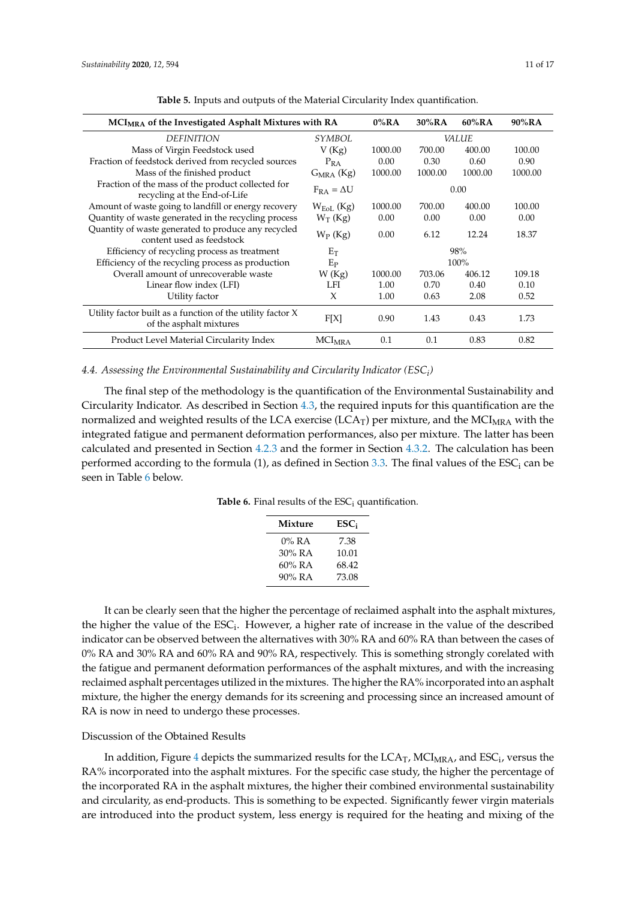**Table 5.** Inputs and outputs of the Material Circularity Index quantification.

| $MCI_{MRA}$ of the Investigated Asphalt Mixtures with RA | | 0%RA | 30%RA | 60%RA | 90%RA |
|---|---|---|---|---|---|
| *DEFINITION* | *SYMBOL* | | | *VALUE* | |
| Mass of Virgin Feedstock used | V (Kg) | 1000.00 | 700.00 | 400.00 | 100.00 |
| Fraction of feedstock derived from recycled sources | $P_{RA}$ | 0.00 | 0.30 | 0.60 | 0.90 |
| Mass of the finished product | $G_{MRA}$ (Kg) | 1000.00 | 1000.00 | 1000.00 | 1000.00 |
| Fraction of the mass of the product collected for recycling at the End-of-Life | $F_{RA} = \Delta U$ | | 0.00 | | |
| Amount of waste going to landfill or energy recovery | $W_{EoL}$ (Kg) | 1000.00 | 700.00 | 400.00 | 100.00 |
| Quantity of waste generated in the recycling process | $W_T$ (Kg) | 0.00 | 0.00 | 0.00 | 0.00 |
| Quantity of waste generated to produce any recycled content used as feedstock | $W_P$ (Kg) | 0.00 | 6.12 | 12.24 | 18.37 |
| Efficiency of recycling process as treatment | $E_T$ | | 98% | | |
| Efficiency of the recycling process as production | $E_P$ | | 100% | | |
| Overall amount of unrecoverable waste | W (Kg) | 1000.00 | 703.06 | 406.12 | 109.18 |
| Linear flow index (LFI) | LFI | 1.00 | 0.70 | 0.40 | 0.10 |
| Utility factor | X | 1.00 | 0.63 | 2.08 | 0.52 |
| Utility factor built as a function of the utility factor X of the asphalt mixtures | F[X] | 0.90 | 1.43 | 0.43 | 1.73 |
| Product Level Material Circularity Index | $MCI_{MRA}$ | 0.1 | 0.1 | 0.83 | 0.82 |

### *4.4. Assessing the Environmental Sustainability and Circularity Indicator ($ESC_i$)*

The final step of the methodology is the quantification of the Environmental Sustainability and Circularity Indicator. As described in Section 4.3, the required inputs for this quantification are the normalized and weighted results of the LCA exercise ($LCA_T$) per mixture, and the $MCI_{MRA}$ with the integrated fatigue and permanent deformation performances, also per mixture. The latter has been calculated and presented in Section 4.2.3 and the former in Section 4.3.2. The calculation has been performed according to the formula (1), as defined in Section 3.3. The final values of the $ESC_i$ can be seen in Table 6 below.

**Table 6.** Final results of the $ESC_i$ quantification.

| Mixture | $ESC_i$ |
|---|---|
| 0% RA | 7.38 |
| 30% RA | 10.01 |
| 60% RA | 68.42 |
| 90% RA | 73.08 |

It can be clearly seen that the higher the percentage of reclaimed asphalt into the asphalt mixtures, the higher the value of the $ESC_i$. However, a higher rate of increase in the value of the described indicator can be observed between the alternatives with 30% RA and 60% RA than between the cases of 0% RA and 30% RA and 60% RA and 90% RA, respectively. This is something strongly corelated with the fatigue and permanent deformation performances of the asphalt mixtures, and with the increasing reclaimed asphalt percentages utilized in the mixtures. The higher the RA% incorporated into an asphalt mixture, the higher the energy demands for its screening and processing since an increased amount of RA is now in need to undergo these processes.

Discussion of the Obtained Results

In addition, Figure 4 depicts the summarized results for the $LCA_T$, $MCI_{MRA}$, and $ESC_i$, versus the RA% incorporated into the asphalt mixtures. For the specific case study, the higher the percentage of the incorporated RA in the asphalt mixtures, the higher their combined environmental sustainability and circularity, as end-products. This is something to be expected. Significantly fewer virgin materials are introduced into the product system, less energy is required for the heating and mixing of the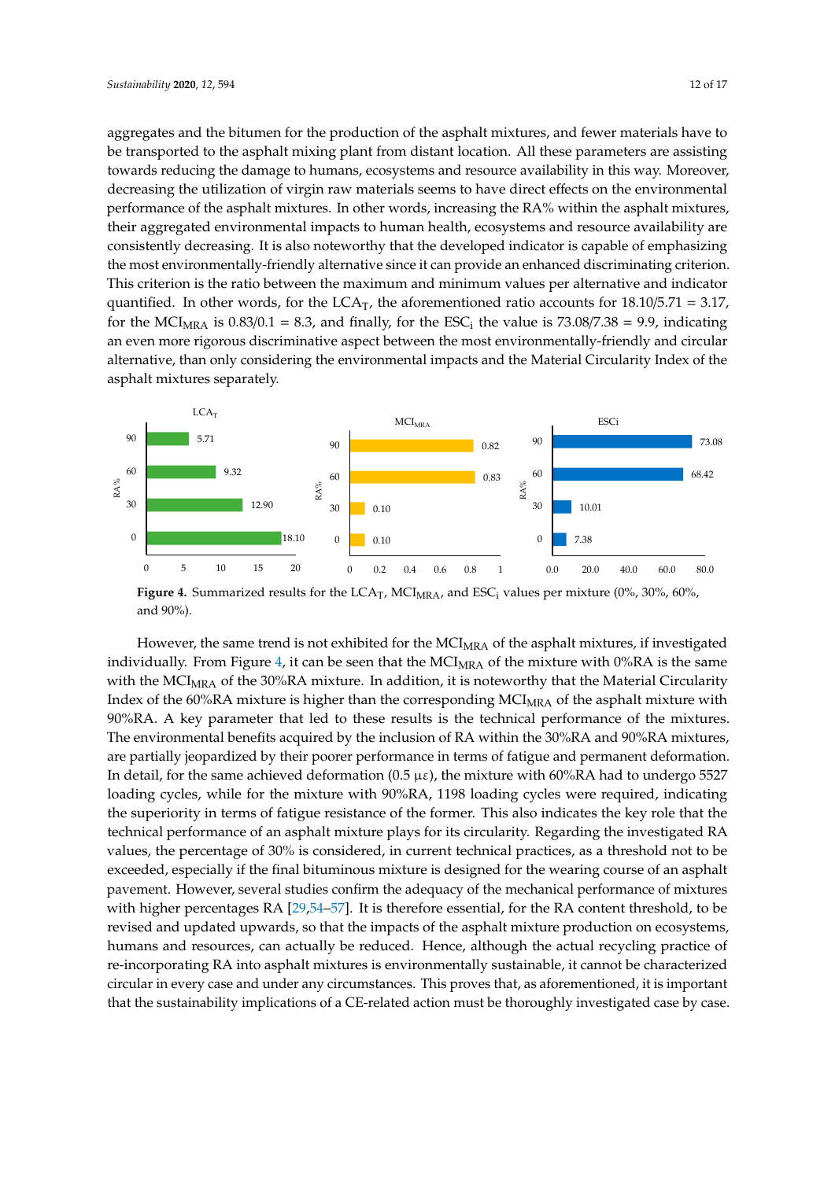aggregates and the bitumen for the production of the asphalt mixtures, and fewer materials have to be transported to the asphalt mixing plant from distant location. All these parameters are assisting towards reducing the damage to humans, ecosystems and resource availability in this way. Moreover, decreasing the utilization of virgin raw materials seems to have direct effects on the environmental performance of the asphalt mixtures. In other words, increasing the RA% within the asphalt mixtures, their aggregated environmental impacts to human health, ecosystems and resource availability are consistently decreasing. It is also noteworthy that the developed indicator is capable of emphasizing the most environmentally-friendly alternative since it can provide an enhanced discriminating criterion. This criterion is the ratio between the maximum and minimum values per alternative and indicator quantified. In other words, for the $LCA_T$, the aforementioned ratio accounts for 18.10/5.71 = 3.17, for the $MCI_{MRA}$ is 0.83/0.1 = 8.3, and finally, for the $ESC_i$ the value is 73.08/7.38 = 9.9, indicating an even more rigorous discriminative aspect between the most environmentally-friendly and circular alternative, than only considering the environmental impacts and the Material Circularity Index of the asphalt mixtures separately.

| RA% | $LCA_T$ | $MCI_{MRA}$ | $ESC_i$ |
|---|---|---|---|
| 90 | 5.71 | 0.82 | 73.08 |
| 60 | 9.32 | 0.83 | 68.42 |
| 30 | 12.90 | 0.10 | 10.01 |
| 0 | 18.10 | 0.10 | 7.38 |

**Figure 4.** Summarized results for the $LCA_T$, $MCI_{MRA}$, and $ESC_i$ values per mixture (0%, 30%, 60%, and 90%).

However, the same trend is not exhibited for the $MCI_{MRA}$ of the asphalt mixtures, if investigated individually. From Figure 4, it can be seen that the $MCI_{MRA}$ of the mixture with 0%RA is the same with the $MCI_{MRA}$ of the 30%RA mixture. In addition, it is noteworthy that the Material Circularity Index of the 60%RA mixture is higher than the corresponding $MCI_{MRA}$ of the asphalt mixture with 90%RA. A key parameter that led to these results is the technical performance of the mixtures. The environmental benefits acquired by the inclusion of RA within the 30%RA and 90%RA mixtures, are partially jeopardized by their poorer performance in terms of fatigue and permanent deformation. In detail, for the same achieved deformation (0.5 $\mu\varepsilon$), the mixture with 60%RA had to undergo 5527 loading cycles, while for the mixture with 90%RA, 1198 loading cycles were required, indicating the superiority in terms of fatigue resistance of the former. This also indicates the key role that the technical performance of an asphalt mixture plays for its circularity. Regarding the investigated RA values, the percentage of 30% is considered, in current technical practices, as a threshold not to be exceeded, especially if the final bituminous mixture is designed for the wearing course of an asphalt pavement. However, several studies confirm the adequacy of the mechanical performance of mixtures with higher percentages RA [29,54–57]. It is therefore essential, for the RA content threshold, to be revised and updated upwards, so that the impacts of the asphalt mixture production on ecosystems, humans and resources, can actually be reduced. Hence, although the actual recycling practice of re-incorporating RA into asphalt mixtures is environmentally sustainable, it cannot be characterized circular in every case and under any circumstances. This proves that, as aforementioned, it is important that the sustainability implications of a CE-related action must be thoroughly investigated case by case.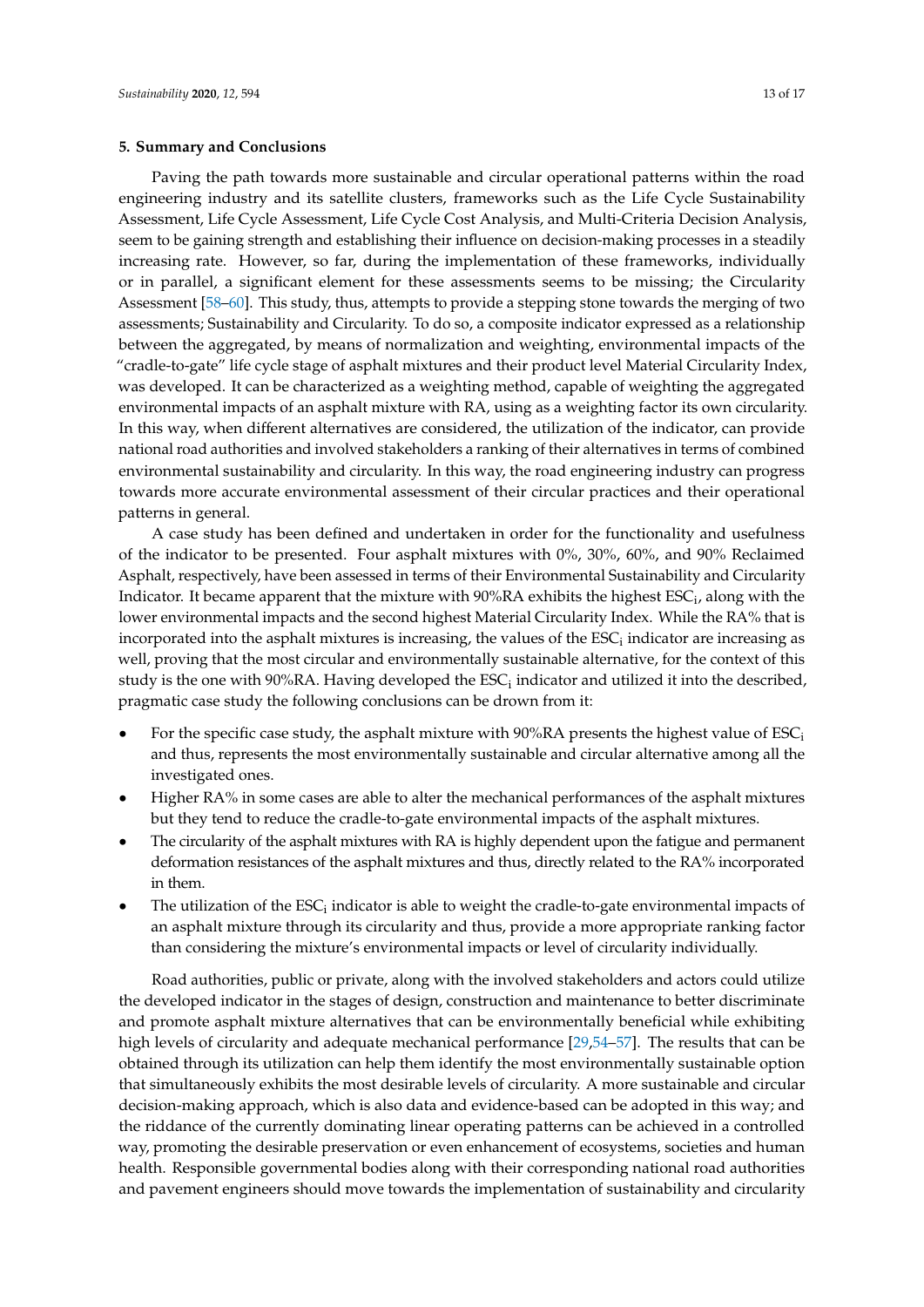## 5. Summary and Conclusions

Paving the path towards more sustainable and circular operational patterns within the road engineering industry and its satellite clusters, frameworks such as the Life Cycle Sustainability Assessment, Life Cycle Assessment, Life Cycle Cost Analysis, and Multi-Criteria Decision Analysis, seem to be gaining strength and establishing their influence on decision-making processes in a steadily increasing rate. However, so far, during the implementation of these frameworks, individually or in parallel, a significant element for these assessments seems to be missing; the Circularity Assessment [58–60]. This study, thus, attempts to provide a stepping stone towards the merging of two assessments; Sustainability and Circularity. To do so, a composite indicator expressed as a relationship between the aggregated, by means of normalization and weighting, environmental impacts of the "cradle-to-gate" life cycle stage of asphalt mixtures and their product level Material Circularity Index, was developed. It can be characterized as a weighting method, capable of weighting the aggregated environmental impacts of an asphalt mixture with RA, using as a weighting factor its own circularity. In this way, when different alternatives are considered, the utilization of the indicator, can provide national road authorities and involved stakeholders a ranking of their alternatives in terms of combined environmental sustainability and circularity. In this way, the road engineering industry can progress towards more accurate environmental assessment of their circular practices and their operational patterns in general.

A case study has been defined and undertaken in order for the functionality and usefulness of the indicator to be presented. Four asphalt mixtures with 0%, 30%, 60%, and 90% Reclaimed Asphalt, respectively, have been assessed in terms of their Environmental Sustainability and Circularity Indicator. It became apparent that the mixture with 90%RA exhibits the highest $ESC_i$, along with the lower environmental impacts and the second highest Material Circularity Index. While the RA% that is incorporated into the asphalt mixtures is increasing, the values of the $ESC_i$ indicator are increasing as well, proving that the most circular and environmentally sustainable alternative, for the context of this study is the one with 90%RA. Having developed the $ESC_i$ indicator and utilized it into the described, pragmatic case study the following conclusions can be drown from it:

- For the specific case study, the asphalt mixture with 90%RA presents the highest value of $ESC_i$ and thus, represents the most environmentally sustainable and circular alternative among all the investigated ones.
- Higher RA% in some cases are able to alter the mechanical performances of the asphalt mixtures but they tend to reduce the cradle-to-gate environmental impacts of the asphalt mixtures.
- The circularity of the asphalt mixtures with RA is highly dependent upon the fatigue and permanent deformation resistances of the asphalt mixtures and thus, directly related to the RA% incorporated in them.
- The utilization of the $ESC_i$ indicator is able to weight the cradle-to-gate environmental impacts of an asphalt mixture through its circularity and thus, provide a more appropriate ranking factor than considering the mixture's environmental impacts or level of circularity individually.

Road authorities, public or private, along with the involved stakeholders and actors could utilize the developed indicator in the stages of design, construction and maintenance to better discriminate and promote asphalt mixture alternatives that can be environmentally beneficial while exhibiting high levels of circularity and adequate mechanical performance [29,54–57]. The results that can be obtained through its utilization can help them identify the most environmentally sustainable option that simultaneously exhibits the most desirable levels of circularity. A more sustainable and circular decision-making approach, which is also data and evidence-based can be adopted in this way; and the riddance of the currently dominating linear operating patterns can be achieved in a controlled way, promoting the desirable preservation or even enhancement of ecosystems, societies and human health. Responsible governmental bodies along with their corresponding national road authorities and pavement engineers should move towards the implementation of sustainability and circularity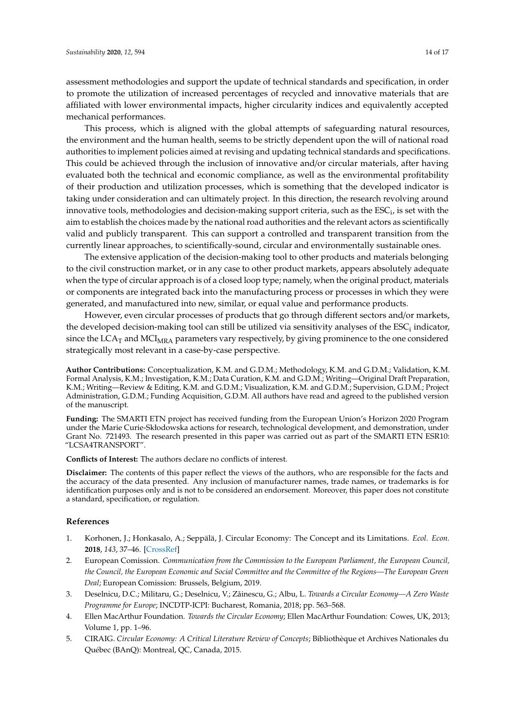assessment methodologies and support the update of technical standards and specification, in order to promote the utilization of increased percentages of recycled and innovative materials that are affiliated with lower environmental impacts, higher circularity indices and equivalently accepted mechanical performances.

This process, which is aligned with the global attempts of safeguarding natural resources, the environment and the human health, seems to be strictly dependent upon the will of national road authorities to implement policies aimed at revising and updating technical standards and specifications. This could be achieved through the inclusion of innovative and/or circular materials, after having evaluated both the technical and economic compliance, as well as the environmental profitability of their production and utilization processes, which is something that the developed indicator is taking under consideration and can ultimately project. In this direction, the research revolving around innovative tools, methodologies and decision-making support criteria, such as the $ESC_i$, is set with the aim to establish the choices made by the national road authorities and the relevant actors as scientifically valid and publicly transparent. This can support a controlled and transparent transition from the currently linear approaches, to scientifically-sound, circular and environmentally sustainable ones.

The extensive application of the decision-making tool to other products and materials belonging to the civil construction market, or in any case to other product markets, appears absolutely adequate when the type of circular approach is of a closed loop type; namely, when the original product, materials or components are integrated back into the manufacturing process or processes in which they were generated, and manufactured into new, similar, or equal value and performance products.

However, even circular processes of products that go through different sectors and/or markets, the developed decision-making tool can still be utilized via sensitivity analyses of the $ESC_i$ indicator, since the $LCA_T$ and $MCI_{MRA}$ parameters vary respectively, by giving prominence to the one considered strategically most relevant in a case-by-case perspective.

**Author Contributions:** Conceptualization, K.M. and G.D.M.; Methodology, K.M. and G.D.M.; Validation, K.M. Formal Analysis, K.M.; Investigation, K.M.; Data Curation, K.M. and G.D.M.; Writing—Original Draft Preparation, K.M.; Writing—Review & Editing, K.M. and G.D.M.; Visualization, K.M. and G.D.M.; Supervision, G.D.M.; Project Administration, G.D.M.; Funding Acquisition, G.D.M. All authors have read and agreed to the published version of the manuscript.

**Funding:** The SMARTI ETN project has received funding from the European Union's Horizon 2020 Program under the Marie Curie-Skłodowska actions for research, technological development, and demonstration, under Grant No. 721493. The research presented in this paper was carried out as part of the SMARTI ETN ESR10: "LCSA4TRANSPORT".

**Conflicts of Interest:** The authors declare no conflicts of interest.

**Disclaimer:** The contents of this paper reflect the views of the authors, who are responsible for the facts and the accuracy of the data presented. Any inclusion of manufacturer names, trade names, or trademarks is for identification purposes only and is not to be considered an endorsement. Moreover, this paper does not constitute a standard, specification, or regulation.

## References

1. Korhonen, J.; Honkasalo, A.; Seppälä, J. Circular Economy: The Concept and its Limitations. *Ecol. Econ.* **2018**, *143*, 37–46. [CrossRef]
2. European Comission. *Communication from the Commission to the European Parliament, the European Council, the Council, the European Economic and Social Committee and the Committee of the Regions—The European Green Deal*; European Comission: Brussels, Belgium, 2019.
3. Deselnicu, D.C.; Militaru, G.; Deselnicu, V.; Zăinescu, G.; Albu, L. *Towards a Circular Economy—A Zero Waste Programme for Europe*; INCDTP-ICPI: Bucharest, Romania, 2018; pp. 563–568.
4. Ellen MacArthur Foundation. *Towards the Circular Economy*; Ellen MacArthur Foundation: Cowes, UK, 2013; Volume 1, pp. 1–96.
5. CIRAIG. *Circular Economy: A Critical Literature Review of Concepts*; Bibliothèque et Archives Nationales du Québec (BAnQ): Montreal, QC, Canada, 2015.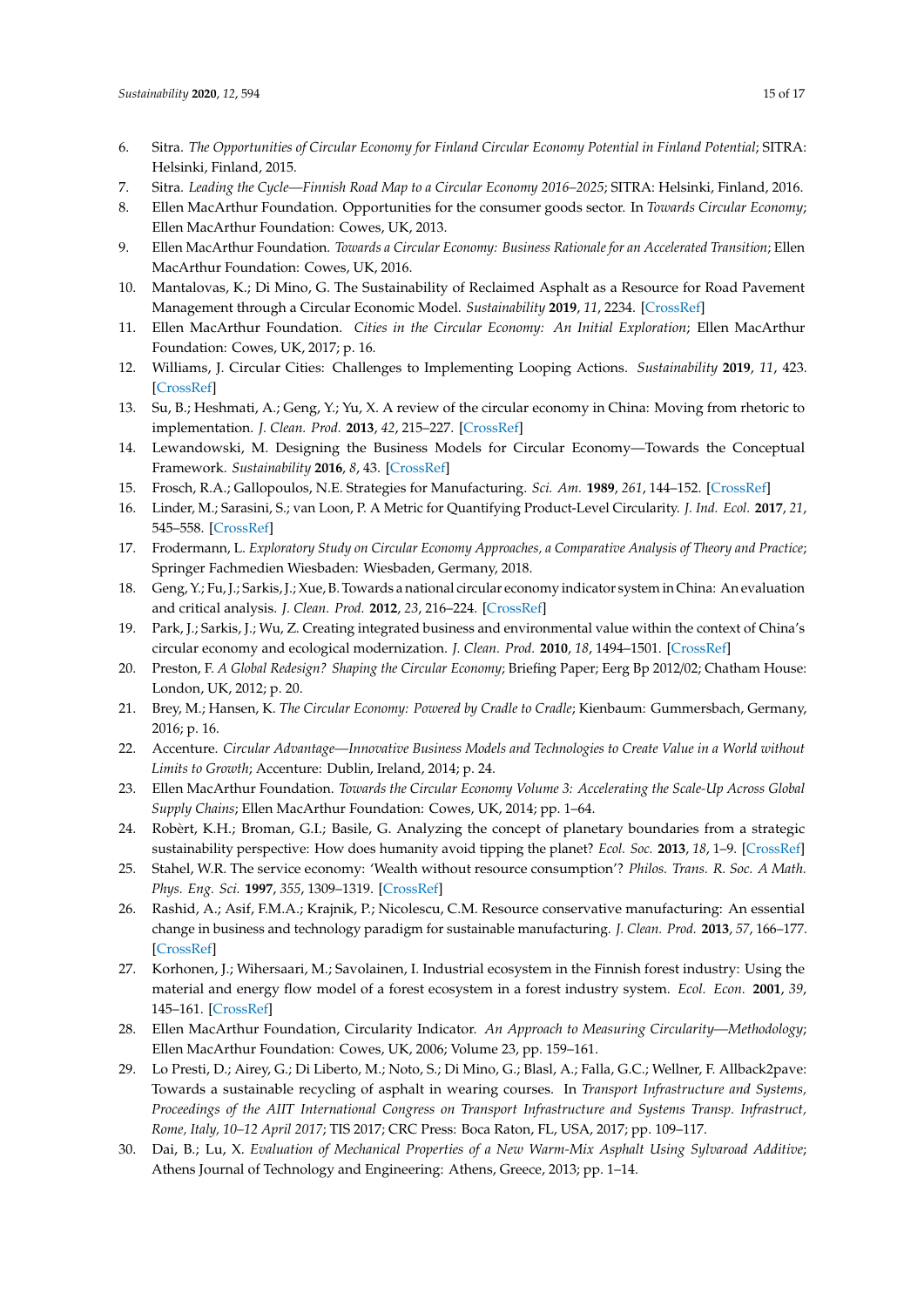6. Sitra. *The Opportunities of Circular Economy for Finland Circular Economy Potential in Finland Potential*; SITRA: Helsinki, Finland, 2015.
7. Sitra. *Leading the Cycle—Finnish Road Map to a Circular Economy 2016–2025*; SITRA: Helsinki, Finland, 2016.
8. Ellen MacArthur Foundation. Opportunities for the consumer goods sector. In *Towards Circular Economy*; Ellen MacArthur Foundation: Cowes, UK, 2013.
9. Ellen MacArthur Foundation. *Towards a Circular Economy: Business Rationale for an Accelerated Transition*; Ellen MacArthur Foundation: Cowes, UK, 2016.
10. Mantalovas, K.; Di Mino, G. The Sustainability of Reclaimed Asphalt as a Resource for Road Pavement Management through a Circular Economic Model. *Sustainability* **2019**, *11*, 2234. [CrossRef]
11. Ellen MacArthur Foundation. *Cities in the Circular Economy: An Initial Exploration*; Ellen MacArthur Foundation: Cowes, UK, 2017; p. 16.
12. Williams, J. Circular Cities: Challenges to Implementing Looping Actions. *Sustainability* **2019**, *11*, 423. [CrossRef]
13. Su, B.; Heshmati, A.; Geng, Y.; Yu, X. A review of the circular economy in China: Moving from rhetoric to implementation. *J. Clean. Prod.* **2013**, *42*, 215–227. [CrossRef]
14. Lewandowski, M. Designing the Business Models for Circular Economy—Towards the Conceptual Framework. *Sustainability* **2016**, *8*, 43. [CrossRef]
15. Frosch, R.A.; Gallopoulos, N.E. Strategies for Manufacturing. *Sci. Am.* **1989**, *261*, 144–152. [CrossRef]
16. Linder, M.; Sarasini, S.; van Loon, P. A Metric for Quantifying Product-Level Circularity. *J. Ind. Ecol.* **2017**, *21*, 545–558. [CrossRef]
17. Frodermann, L. *Exploratory Study on Circular Economy Approaches, a Comparative Analysis of Theory and Practice*; Springer Fachmedien Wiesbaden: Wiesbaden, Germany, 2018.
18. Geng, Y.; Fu, J.; Sarkis, J.; Xue, B. Towards a national circular economy indicator system in China: An evaluation and critical analysis. *J. Clean. Prod.* **2012**, *23*, 216–224. [CrossRef]
19. Park, J.; Sarkis, J.; Wu, Z. Creating integrated business and environmental value within the context of China's circular economy and ecological modernization. *J. Clean. Prod.* **2010**, *18*, 1494–1501. [CrossRef]
20. Preston, F. *A Global Redesign? Shaping the Circular Economy*; Briefing Paper; Eerg Bp 2012/02; Chatham House: London, UK, 2012; p. 20.
21. Brey, M.; Hansen, K. *The Circular Economy: Powered by Cradle to Cradle*; Kienbaum: Gummersbach, Germany, 2016; p. 16.
22. Accenture. *Circular Advantage—Innovative Business Models and Technologies to Create Value in a World without Limits to Growth*; Accenture: Dublin, Ireland, 2014; p. 24.
23. Ellen MacArthur Foundation. *Towards the Circular Economy Volume 3: Accelerating the Scale-Up Across Global Supply Chains*; Ellen MacArthur Foundation: Cowes, UK, 2014; pp. 1–64.
24. Robèrt, K.H.; Broman, G.I.; Basile, G. Analyzing the concept of planetary boundaries from a strategic sustainability perspective: How does humanity avoid tipping the planet? *Ecol. Soc.* **2013**, *18*, 1–9. [CrossRef]
25. Stahel, W.R. The service economy: 'Wealth without resource consumption'? *Philos. Trans. R. Soc. A Math. Phys. Eng. Sci.* **1997**, *355*, 1309–1319. [CrossRef]
26. Rashid, A.; Asif, F.M.A.; Krajnik, P.; Nicolescu, C.M. Resource conservative manufacturing: An essential change in business and technology paradigm for sustainable manufacturing. *J. Clean. Prod.* **2013**, *57*, 166–177. [CrossRef]
27. Korhonen, J.; Wihersaari, M.; Savolainen, I. Industrial ecosystem in the Finnish forest industry: Using the material and energy flow model of a forest ecosystem in a forest industry system. *Ecol. Econ.* **2001**, *39*, 145–161. [CrossRef]
28. Ellen MacArthur Foundation, Circularity Indicator. *An Approach to Measuring Circularity—Methodology*; Ellen MacArthur Foundation: Cowes, UK, 2006; Volume 23, pp. 159–161.
29. Lo Presti, D.; Airey, G.; Di Liberto, M.; Noto, S.; Di Mino, G.; Blasl, A.; Falla, G.C.; Wellner, F. Allback2pave: Towards a sustainable recycling of asphalt in wearing courses. In *Transport Infrastructure and Systems, Proceedings of the AIIT International Congress on Transport Infrastructure and Systems Transp. Infrastruct, Rome, Italy, 10–12 April 2017*; TIS 2017; CRC Press: Boca Raton, FL, USA, 2017; pp. 109–117.
30. Dai, B.; Lu, X. *Evaluation of Mechanical Properties of a New Warm-Mix Asphalt Using Sylvaroad Additive*; Athens Journal of Technology and Engineering: Athens, Greece, 2013; pp. 1–14.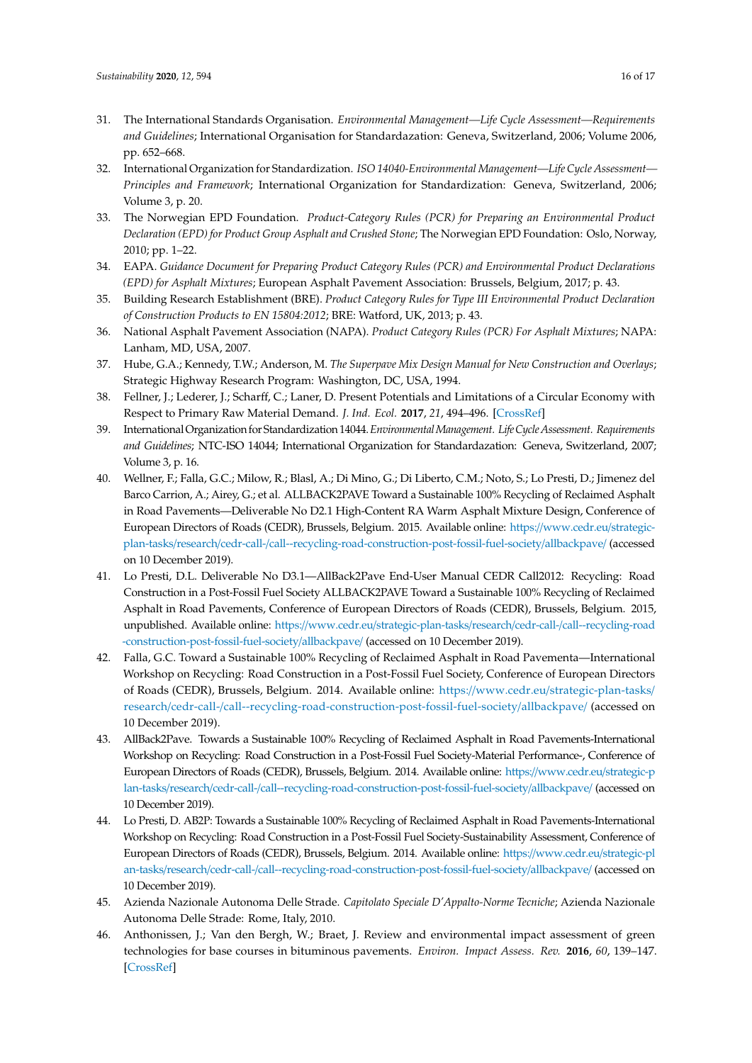31. The International Standards Organisation. *Environmental Management—Life Cycle Assessment—Requirements and Guidelines*; International Organisation for Standardazation: Geneva, Switzerland, 2006; Volume 2006, pp. 652–668.
32. International Organization for Standardization. *ISO 14040-Environmental Management—Life Cycle Assessment—Principles and Framework*; International Organization for Standardization: Geneva, Switzerland, 2006; Volume 3, p. 20.
33. The Norwegian EPD Foundation. *Product-Category Rules (PCR) for Preparing an Environmental Product Declaration (EPD) for Product Group Asphalt and Crushed Stone*; The Norwegian EPD Foundation: Oslo, Norway, 2010; pp. 1–22.
34. EAPA. *Guidance Document for Preparing Product Category Rules (PCR) and Environmental Product Declarations (EPD) for Asphalt Mixtures*; European Asphalt Pavement Association: Brussels, Belgium, 2017; p. 43.
35. Building Research Establishment (BRE). *Product Category Rules for Type III Environmental Product Declaration of Construction Products to EN 15804:2012*; BRE: Watford, UK, 2013; p. 43.
36. National Asphalt Pavement Association (NAPA). *Product Category Rules (PCR) For Asphalt Mixtures*; NAPA: Lanham, MD, USA, 2007.
37. Hube, G.A.; Kennedy, T.W.; Anderson, M. *The Superpave Mix Design Manual for New Construction and Overlays*; Strategic Highway Research Program: Washington, DC, USA, 1994.
38. Fellner, J.; Lederer, J.; Scharff, C.; Laner, D. Present Potentials and Limitations of a Circular Economy with Respect to Primary Raw Material Demand. *J. Ind. Ecol.* **2017**, *21*, 494–496. [CrossRef]
39. International Organization for Standardization 14044. *Environmental Management. Life Cycle Assessment. Requirements and Guidelines*; NTC-ISO 14044; International Organization for Standardazation: Geneva, Switzerland, 2007; Volume 3, p. 16.
40. Wellner, F.; Falla, G.C.; Milow, R.; Blasl, A.; Di Mino, G.; Di Liberto, C.M.; Noto, S.; Lo Presti, D.; Jimenez del Barco Carrion, A.; Airey, G.; et al. ALLBACK2PAVE Toward a Sustainable 100% Recycling of Reclaimed Asphalt in Road Pavements—Deliverable No D2.1 High-Content RA Warm Asphalt Mixture Design, Conference of European Directors of Roads (CEDR), Brussels, Belgium. 2015. Available online: https://www.cedr.eu/strategic-plan-tasks/research/cedr-call-/call--recycling-road-construction-post-fossil-fuel-society/allbackpave/ (accessed on 10 December 2019).
41. Lo Presti, D.L. Deliverable No D3.1—AllBack2Pave End-User Manual CEDR Call2012: Recycling: Road Construction in a Post-Fossil Fuel Society ALLBACK2PAVE Toward a Sustainable 100% Recycling of Reclaimed Asphalt in Road Pavements, Conference of European Directors of Roads (CEDR), Brussels, Belgium. 2015, unpublished. Available online: https://www.cedr.eu/strategic-plan-tasks/research/cedr-call-/call--recycling-road-construction-post-fossil-fuel-society/allbackpave/ (accessed on 10 December 2019).
42. Falla, G.C. Toward a Sustainable 100% Recycling of Reclaimed Asphalt in Road Pavementa—International Workshop on Recycling: Road Construction in a Post-Fossil Fuel Society, Conference of European Directors of Roads (CEDR), Brussels, Belgium. 2014. Available online: https://www.cedr.eu/strategic-plan-tasks/research/cedr-call-/call--recycling-road-construction-post-fossil-fuel-society/allbackpave/ (accessed on 10 December 2019).
43. AllBack2Pave. Towards a Sustainable 100% Recycling of Reclaimed Asphalt in Road Pavements-International Workshop on Recycling: Road Construction in a Post-Fossil Fuel Society-Material Performance-, Conference of European Directors of Roads (CEDR), Brussels, Belgium. 2014. Available online: https://www.cedr.eu/strategic-plan-tasks/research/cedr-call-/call--recycling-road-construction-post-fossil-fuel-society/allbackpave/ (accessed on 10 December 2019).
44. Lo Presti, D. AB2P: Towards a Sustainable 100% Recycling of Reclaimed Asphalt in Road Pavements-International Workshop on Recycling: Road Construction in a Post-Fossil Fuel Society-Sustainability Assessment, Conference of European Directors of Roads (CEDR), Brussels, Belgium. 2014. Available online: https://www.cedr.eu/strategic-plan-tasks/research/cedr-call-/call--recycling-road-construction-post-fossil-fuel-society/allbackpave/ (accessed on 10 December 2019).
45. Azienda Nazionale Autonoma Delle Strade. *Capitolato Speciale D'Appalto-Norme Tecniche*; Azienda Nazionale Autonoma Delle Strade: Rome, Italy, 2010.
46. Anthonissen, J.; Van den Bergh, W.; Braet, J. Review and environmental impact assessment of green technologies for base courses in bituminous pavements. *Environ. Impact Assess. Rev.* **2016**, *60*, 139–147. [CrossRef]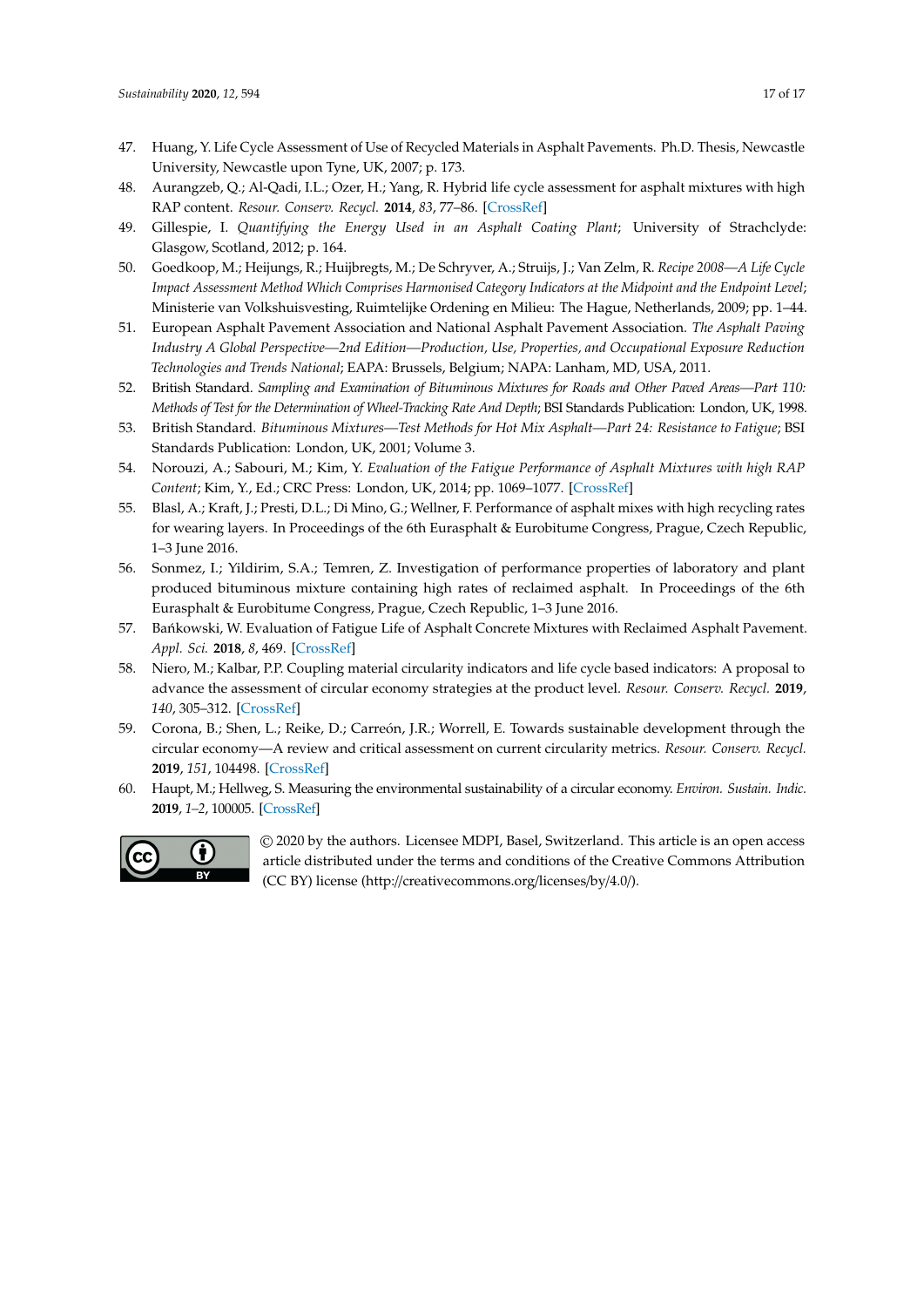47. Huang, Y. Life Cycle Assessment of Use of Recycled Materials in Asphalt Pavements. Ph.D. Thesis, Newcastle University, Newcastle upon Tyne, UK, 2007; p. 173.
48. Aurangzeb, Q.; Al-Qadi, I.L.; Ozer, H.; Yang, R. Hybrid life cycle assessment for asphalt mixtures with high RAP content. *Resour. Conserv. Recycl.* **2014**, *83*, 77–86. [CrossRef]
49. Gillespie, I. *Quantifying the Energy Used in an Asphalt Coating Plant*; University of Strachclyde: Glasgow, Scotland, 2012; p. 164.
50. Goedkoop, M.; Heijungs, R.; Huijbregts, M.; De Schryver, A.; Struijs, J.; Van Zelm, R. *Recipe 2008—A Life Cycle Impact Assessment Method Which Comprises Harmonised Category Indicators at the Midpoint and the Endpoint Level*; Ministerie van Volkshuisvesting, Ruimtelijke Ordening en Milieu: The Hague, Netherlands, 2009; pp. 1–44.
51. European Asphalt Pavement Association and National Asphalt Pavement Association. *The Asphalt Paving Industry A Global Perspective—2nd Edition—Production, Use, Properties, and Occupational Exposure Reduction Technologies and Trends National*; EAPA: Brussels, Belgium; NAPA: Lanham, MD, USA, 2011.
52. British Standard. *Sampling and Examination of Bituminous Mixtures for Roads and Other Paved Areas—Part 110: Methods of Test for the Determination of Wheel-Tracking Rate And Depth*; BSI Standards Publication: London, UK, 1998.
53. British Standard. *Bituminous Mixtures—Test Methods for Hot Mix Asphalt—Part 24: Resistance to Fatigue*; BSI Standards Publication: London, UK, 2001; Volume 3.
54. Norouzi, A.; Sabouri, M.; Kim, Y. *Evaluation of the Fatigue Performance of Asphalt Mixtures with high RAP Content*; Kim, Y., Ed.; CRC Press: London, UK, 2014; pp. 1069–1077. [CrossRef]
55. Blasl, A.; Kraft, J.; Presti, D.L.; Di Mino, G.; Wellner, F. Performance of asphalt mixes with high recycling rates for wearing layers. In Proceedings of the 6th Eurasphalt & Eurobitume Congress, Prague, Czech Republic, 1–3 June 2016.
56. Sonmez, I.; Yildirim, S.A.; Temren, Z. Investigation of performance properties of laboratory and plant produced bituminous mixture containing high rates of reclaimed asphalt. In Proceedings of the 6th Eurasphalt & Eurobitume Congress, Prague, Czech Republic, 1–3 June 2016.
57. Bańkowski, W. Evaluation of Fatigue Life of Asphalt Concrete Mixtures with Reclaimed Asphalt Pavement. *Appl. Sci.* **2018**, *8*, 469. [CrossRef]
58. Niero, M.; Kalbar, P.P. Coupling material circularity indicators and life cycle based indicators: A proposal to advance the assessment of circular economy strategies at the product level. *Resour. Conserv. Recycl.* **2019**, *140*, 305–312. [CrossRef]
59. Corona, B.; Shen, L.; Reike, D.; Carreón, J.R.; Worrell, E. Towards sustainable development through the circular economy—A review and critical assessment on current circularity metrics. *Resour. Conserv. Recycl.* **2019**, *151*, 104498. [CrossRef]
60. Haupt, M.; Hellweg, S. Measuring the environmental sustainability of a circular economy. *Environ. Sustain. Indic.* **2019**, *1–2*, 100005. [CrossRef]

© 2020 by the authors. Licensee MDPI, Basel, Switzerland. This article is an open access article distributed under the terms and conditions of the Creative Commons Attribution (CC BY) license (http://creativecommons.org/licenses/by/4.0/).